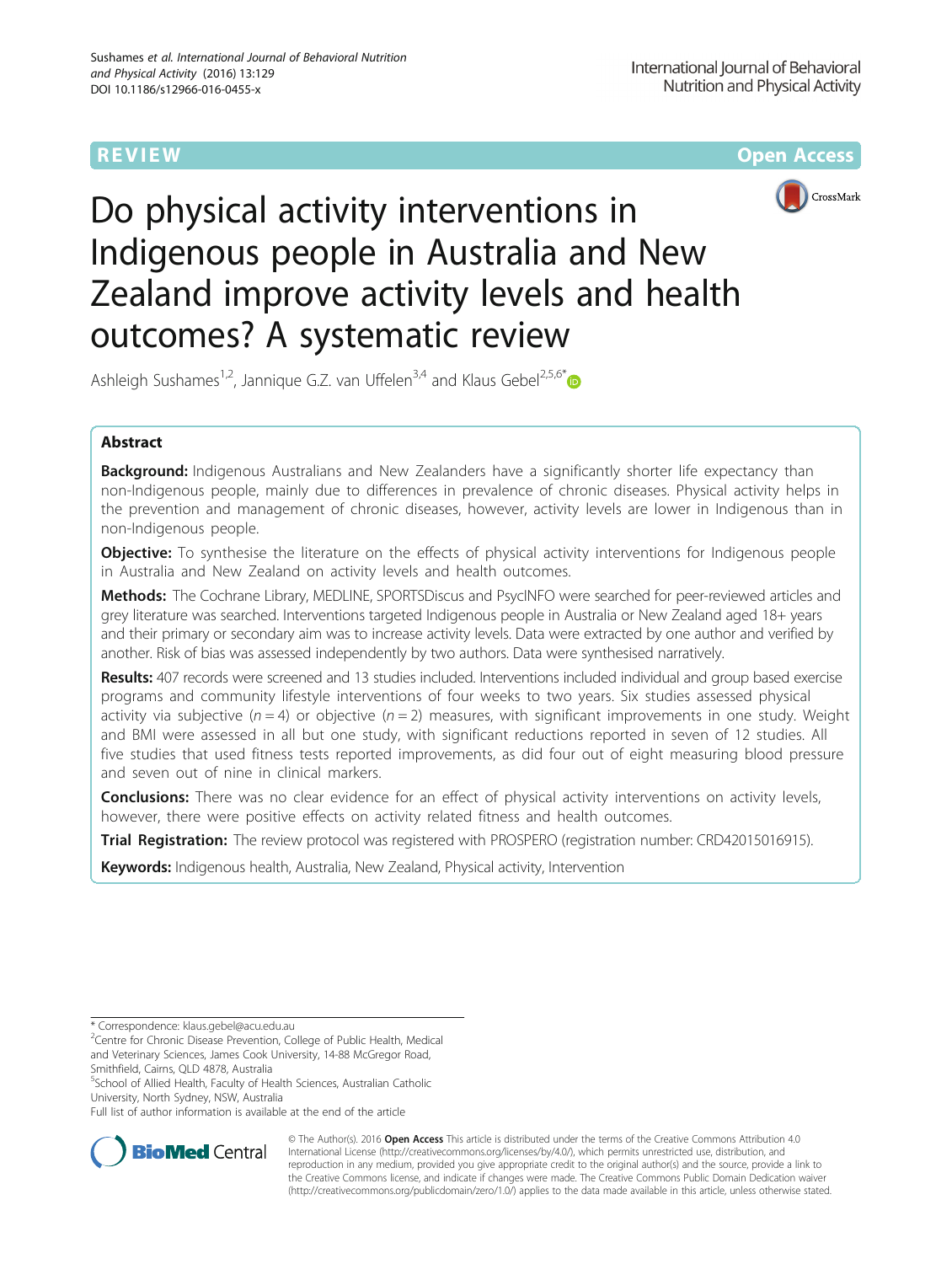REVIEW Open Access

# Do physical activity interventions in Indigenous people in Australia and New Zealand improve activity levels and health outcomes? A systematic review

Ashleigh Sushames[1,2], Jannique G.Z. van Uffelen[3,4] and Klaus Gebel[2,5,6*]

## Abstract

**Background:** Indigenous Australians and New Zealanders have a significantly shorter life expectancy than non-Indigenous people, mainly due to differences in prevalence of chronic diseases. Physical activity helps in the prevention and management of chronic diseases, however, activity levels are lower in Indigenous than in non-Indigenous people.

**Objective:** To synthesise the literature on the effects of physical activity interventions for Indigenous people in Australia and New Zealand on activity levels and health outcomes.

**Methods:** The Cochrane Library, MEDLINE, SPORTSDiscus and PsycINFO were searched for peer-reviewed articles and grey literature was searched. Interventions targeted Indigenous people in Australia or New Zealand aged 18+ years and their primary or secondary aim was to increase activity levels. Data were extracted by one author and verified by another. Risk of bias was assessed independently by two authors. Data were synthesised narratively.

**Results:** 407 records were screened and 13 studies included. Interventions included individual and group based exercise programs and community lifestyle interventions of four weeks to two years. Six studies assessed physical activity via subjective ($n = 4$) or objective ($n = 2$) measures, with significant improvements in one study. Weight and BMI were assessed in all but one study, with significant reductions reported in seven of 12 studies. All five studies that used fitness tests reported improvements, as did four out of eight measuring blood pressure and seven out of nine in clinical markers.

**Conclusions:** There was no clear evidence for an effect of physical activity interventions on activity levels, however, there were positive effects on activity related fitness and health outcomes.

**Trial Registration:** The review protocol was registered with PROSPERO (registration number: CRD42015016915).

**Keywords:** Indigenous health, Australia, New Zealand, Physical activity, Intervention

\* Correspondence: klaus.gebel@acu.edu.au
[2]Centre for Chronic Disease Prevention, College of Public Health, Medical and Veterinary Sciences, James Cook University, 14-88 McGregor Road, Smithfield, Cairns, QLD 4878, Australia
[5]School of Allied Health, Faculty of Health Sciences, Australian Catholic University, North Sydney, NSW, Australia
Full list of author information is available at the end of the article

© The Author(s). 2016 **Open Access** This article is distributed under the terms of the Creative Commons Attribution 4.0 International License (http://creativecommons.org/licenses/by/4.0/), which permits unrestricted use, distribution, and reproduction in any medium, provided you give appropriate credit to the original author(s) and the source, provide a link to the Creative Commons license, and indicate if changes were made. The Creative Commons Public Domain Dedication waiver (http://creativecommons.org/publicdomain/zero/1.0/) applies to the data made available in this article, unless otherwise stated.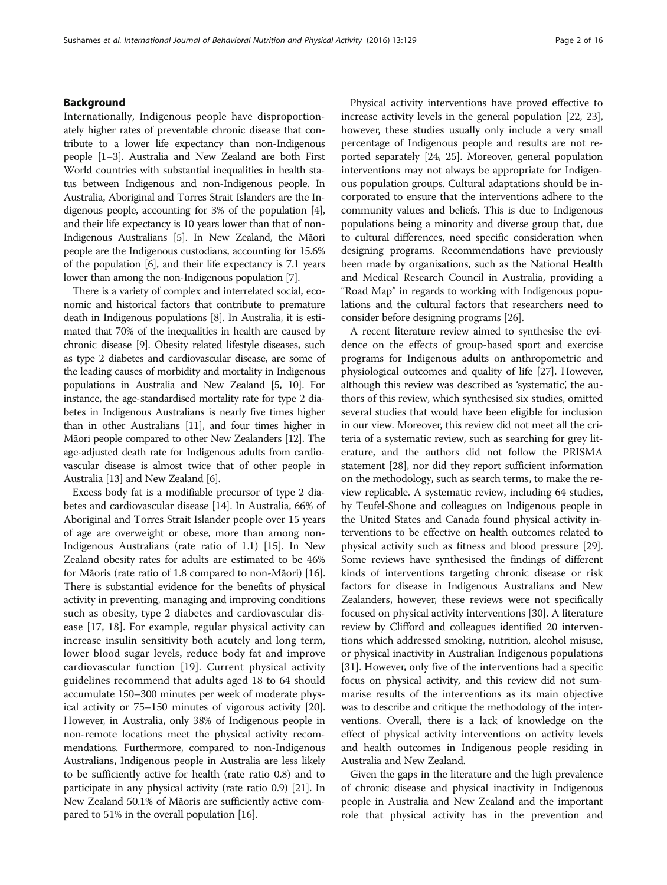## Background

Internationally, Indigenous people have disproportionately higher rates of preventable chronic disease that contribute to a lower life expectancy than non-Indigenous people [1–3]. Australia and New Zealand are both First World countries with substantial inequalities in health status between Indigenous and non-Indigenous people. In Australia, Aboriginal and Torres Strait Islanders are the Indigenous people, accounting for 3% of the population [4], and their life expectancy is 10 years lower than that of non-Indigenous Australians [5]. In New Zealand, the Māori people are the Indigenous custodians, accounting for 15.6% of the population [6], and their life expectancy is 7.1 years lower than among the non-Indigenous population [7].

There is a variety of complex and interrelated social, economic and historical factors that contribute to premature death in Indigenous populations [8]. In Australia, it is estimated that 70% of the inequalities in health are caused by chronic disease [9]. Obesity related lifestyle diseases, such as type 2 diabetes and cardiovascular disease, are some of the leading causes of morbidity and mortality in Indigenous populations in Australia and New Zealand [5, 10]. For instance, the age-standardised mortality rate for type 2 diabetes in Indigenous Australians is nearly five times higher than in other Australians [11], and four times higher in Māori people compared to other New Zealanders [12]. The age-adjusted death rate for Indigenous adults from cardiovascular disease is almost twice that of other people in Australia [13] and New Zealand [6].

Excess body fat is a modifiable precursor of type 2 diabetes and cardiovascular disease [14]. In Australia, 66% of Aboriginal and Torres Strait Islander people over 15 years of age are overweight or obese, more than among non-Indigenous Australians (rate ratio of 1.1) [15]. In New Zealand obesity rates for adults are estimated to be 46% for Māoris (rate ratio of 1.8 compared to non-Māori) [16]. There is substantial evidence for the benefits of physical activity in preventing, managing and improving conditions such as obesity, type 2 diabetes and cardiovascular disease [17, 18]. For example, regular physical activity can increase insulin sensitivity both acutely and long term, lower blood sugar levels, reduce body fat and improve cardiovascular function [19]. Current physical activity guidelines recommend that adults aged 18 to 64 should accumulate 150–300 minutes per week of moderate physical activity or 75–150 minutes of vigorous activity [20]. However, in Australia, only 38% of Indigenous people in non-remote locations meet the physical activity recommendations. Furthermore, compared to non-Indigenous Australians, Indigenous people in Australia are less likely to be sufficiently active for health (rate ratio 0.8) and to participate in any physical activity (rate ratio 0.9) [21]. In New Zealand 50.1% of Māoris are sufficiently active compared to 51% in the overall population [16].

Physical activity interventions have proved effective to increase activity levels in the general population [22, 23], however, these studies usually only include a very small percentage of Indigenous people and results are not reported separately [24, 25]. Moreover, general population interventions may not always be appropriate for Indigenous population groups. Cultural adaptations should be incorporated to ensure that the interventions adhere to the community values and beliefs. This is due to Indigenous populations being a minority and diverse group that, due to cultural differences, need specific consideration when designing programs. Recommendations have previously been made by organisations, such as the National Health and Medical Research Council in Australia, providing a "Road Map" in regards to working with Indigenous populations and the cultural factors that researchers need to consider before designing programs [26].

A recent literature review aimed to synthesise the evidence on the effects of group-based sport and exercise programs for Indigenous adults on anthropometric and physiological outcomes and quality of life [27]. However, although this review was described as 'systematic', the authors of this review, which synthesised six studies, omitted several studies that would have been eligible for inclusion in our view. Moreover, this review did not meet all the criteria of a systematic review, such as searching for grey literature, and the authors did not follow the PRISMA statement [28], nor did they report sufficient information on the methodology, such as search terms, to make the review replicable. A systematic review, including 64 studies, by Teufel-Shone and colleagues on Indigenous people in the United States and Canada found physical activity interventions to be effective on health outcomes related to physical activity such as fitness and blood pressure [29]. Some reviews have synthesised the findings of different kinds of interventions targeting chronic disease or risk factors for disease in Indigenous Australians and New Zealanders, however, these reviews were not specifically focused on physical activity interventions [30]. A literature review by Clifford and colleagues identified 20 interventions which addressed smoking, nutrition, alcohol misuse, or physical inactivity in Australian Indigenous populations [31]. However, only five of the interventions had a specific focus on physical activity, and this review did not summarise results of the interventions as its main objective was to describe and critique the methodology of the interventions. Overall, there is a lack of knowledge on the effect of physical activity interventions on activity levels and health outcomes in Indigenous people residing in Australia and New Zealand.

Given the gaps in the literature and the high prevalence of chronic disease and physical inactivity in Indigenous people in Australia and New Zealand and the important role that physical activity has in the prevention and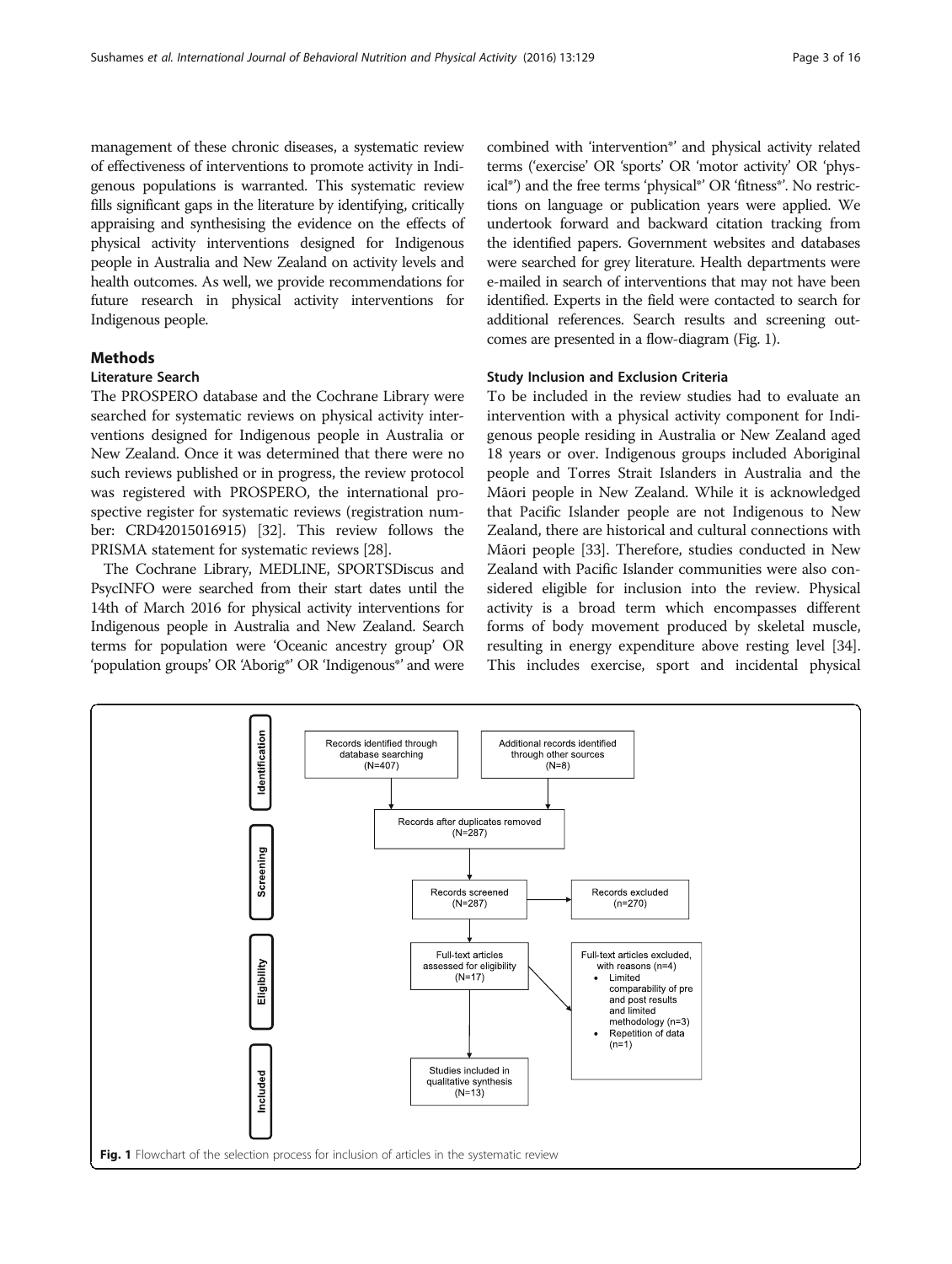management of these chronic diseases, a systematic review of effectiveness of interventions to promote activity in Indigenous populations is warranted. This systematic review fills significant gaps in the literature by identifying, critically appraising and synthesising the evidence on the effects of physical activity interventions designed for Indigenous people in Australia and New Zealand on activity levels and health outcomes. As well, we provide recommendations for future research in physical activity interventions for Indigenous people.

## Methods

### Literature Search

The PROSPERO database and the Cochrane Library were searched for systematic reviews on physical activity interventions designed for Indigenous people in Australia or New Zealand. Once it was determined that there were no such reviews published or in progress, the review protocol was registered with PROSPERO, the international prospective register for systematic reviews (registration number: CRD42015016915) [32]. This review follows the PRISMA statement for systematic reviews [28].

The Cochrane Library, MEDLINE, SPORTSDiscus and PsycINFO were searched from their start dates until the 14th of March 2016 for physical activity interventions for Indigenous people in Australia and New Zealand. Search terms for population were 'Oceanic ancestry group' OR 'population groups' OR 'Aborig*' OR 'Indigenous*' and were combined with 'intervention*' and physical activity related terms ('exercise' OR 'sports' OR 'motor activity' OR 'physical*') and the free terms 'physical*' OR 'fitness*'. No restrictions on language or publication years were applied. We undertook forward and backward citation tracking from the identified papers. Government websites and databases were searched for grey literature. Health departments were e-mailed in search of interventions that may not have been identified. Experts in the field were contacted to search for additional references. Search results and screening outcomes are presented in a flow-diagram (Fig. 1).

### Study Inclusion and Exclusion Criteria

To be included in the review studies had to evaluate an intervention with a physical activity component for Indigenous people residing in Australia or New Zealand aged 18 years or over. Indigenous groups included Aboriginal people and Torres Strait Islanders in Australia and the Māori people in New Zealand. While it is acknowledged that Pacific Islander people are not Indigenous to New Zealand, there are historical and cultural connections with Māori people [33]. Therefore, studies conducted in New Zealand with Pacific Islander communities were also considered eligible for inclusion into the review. Physical activity is a broad term which encompasses different forms of body movement produced by skeletal muscle, resulting in energy expenditure above resting level [34]. This includes exercise, sport and incidental physical

Identification

Records identified through database searching (N=407)

Additional records identified through other sources (N=8)

Records after duplicates removed (N=287)

Screening

Records screened (N=287)

Records excluded (n=270)

Eligibility

Full-text articles assessed for eligibility (N=17)

Full-text articles excluded, with reasons (n=4)
- Limited comparability of pre and post results and limited methodology (n=3)
- Repetition of data (n=1)

Included

Studies included in qualitative synthesis (N=13)

**Fig. 1** Flowchart of the selection process for inclusion of articles in the systematic review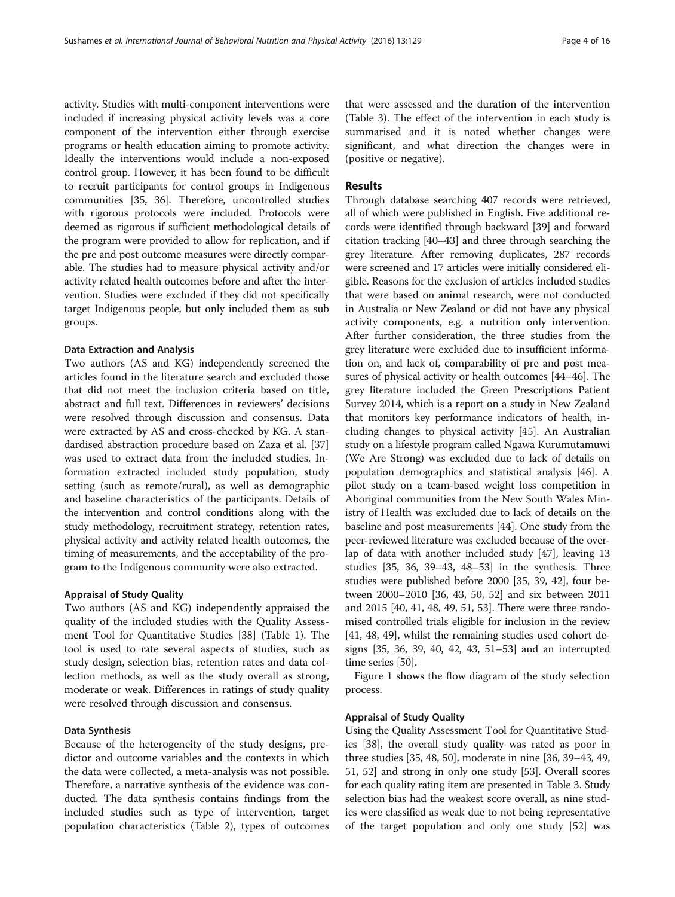activity. Studies with multi-component interventions were included if increasing physical activity levels was a core component of the intervention either through exercise programs or health education aiming to promote activity. Ideally the interventions would include a non-exposed control group. However, it has been found to be difficult to recruit participants for control groups in Indigenous communities [35, 36]. Therefore, uncontrolled studies with rigorous protocols were included. Protocols were deemed as rigorous if sufficient methodological details of the program were provided to allow for replication, and if the pre and post outcome measures were directly comparable. The studies had to measure physical activity and/or activity related health outcomes before and after the intervention. Studies were excluded if they did not specifically target Indigenous people, but only included them as sub groups.

### Data Extraction and Analysis

Two authors (AS and KG) independently screened the articles found in the literature search and excluded those that did not meet the inclusion criteria based on title, abstract and full text. Differences in reviewers' decisions were resolved through discussion and consensus. Data were extracted by AS and cross-checked by KG. A standardised abstraction procedure based on Zaza et al. [37] was used to extract data from the included studies. Information extracted included study population, study setting (such as remote/rural), as well as demographic and baseline characteristics of the participants. Details of the intervention and control conditions along with the study methodology, recruitment strategy, retention rates, physical activity and activity related health outcomes, the timing of measurements, and the acceptability of the program to the Indigenous community were also extracted.

### Appraisal of Study Quality

Two authors (AS and KG) independently appraised the quality of the included studies with the Quality Assessment Tool for Quantitative Studies [38] (Table 1). The tool is used to rate several aspects of studies, such as study design, selection bias, retention rates and data collection methods, as well as the study overall as strong, moderate or weak. Differences in ratings of study quality were resolved through discussion and consensus.

### Data Synthesis

Because of the heterogeneity of the study designs, predictor and outcome variables and the contexts in which the data were collected, a meta-analysis was not possible. Therefore, a narrative synthesis of the evidence was conducted. The data synthesis contains findings from the included studies such as type of intervention, target population characteristics (Table 2), types of outcomes that were assessed and the duration of the intervention (Table 3). The effect of the intervention in each study is summarised and it is noted whether changes were significant, and what direction the changes were in (positive or negative).

## Results

Through database searching 407 records were retrieved, all of which were published in English. Five additional records were identified through backward [39] and forward citation tracking [40–43] and three through searching the grey literature. After removing duplicates, 287 records were screened and 17 articles were initially considered eligible. Reasons for the exclusion of articles included studies that were based on animal research, were not conducted in Australia or New Zealand or did not have any physical activity components, e.g. a nutrition only intervention. After further consideration, the three studies from the grey literature were excluded due to insufficient information on, and lack of, comparability of pre and post measures of physical activity or health outcomes [44–46]. The grey literature included the Green Prescriptions Patient Survey 2014, which is a report on a study in New Zealand that monitors key performance indicators of health, including changes to physical activity [45]. An Australian study on a lifestyle program called Ngawa Kurumutamuwi (We Are Strong) was excluded due to lack of details on population demographics and statistical analysis [46]. A pilot study on a team-based weight loss competition in Aboriginal communities from the New South Wales Ministry of Health was excluded due to lack of details on the baseline and post measurements [44]. One study from the peer-reviewed literature was excluded because of the overlap of data with another included study [47], leaving 13 studies [35, 36, 39–43, 48–53] in the synthesis. Three studies were published before 2000 [35, 39, 42], four between 2000–2010 [36, 43, 50, 52] and six between 2011 and 2015 [40, 41, 48, 49, 51, 53]. There were three randomised controlled trials eligible for inclusion in the review [41, 48, 49], whilst the remaining studies used cohort designs [35, 36, 39, 40, 42, 43, 51–53] and an interrupted time series [50].

Figure 1 shows the flow diagram of the study selection process.

### Appraisal of Study Quality

Using the Quality Assessment Tool for Quantitative Studies [38], the overall study quality was rated as poor in three studies [35, 48, 50], moderate in nine [36, 39–43, 49, 51, 52] and strong in only one study [53]. Overall scores for each quality rating item are presented in Table 3. Study selection bias had the weakest score overall, as nine studies were classified as weak due to not being representative of the target population and only one study [52] was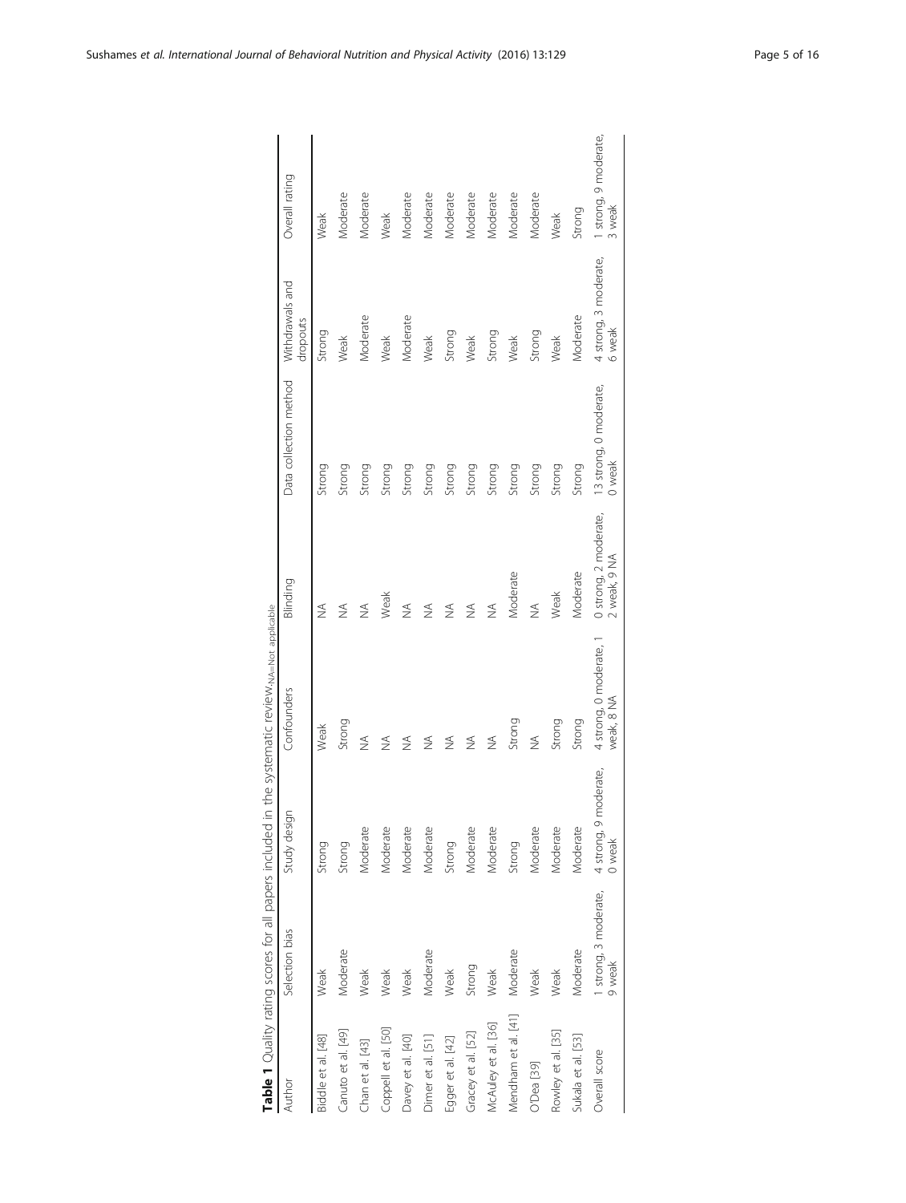**Table 1** Quality rating scores for all papers included in the systematic review. NA=Not applicable

| Author | Selection bias | Study design | Confounders | Blinding | Data collection method | Withdrawals and dropouts | Overall rating |
|---|---|---|---|---|---|---|---|
| Biddle et al. [48] | Weak | Strong | Weak | NA | Strong | Strong | Weak |
| Canuto et al. [49] | Moderate | Strong | Strong | NA | Strong | Weak | Moderate |
| Chan et al. [43] | Weak | Moderate | NA | NA | Strong | Moderate | Moderate |
| Coppell et al. [50] | Weak | Moderate | NA | Weak | Strong | Weak | Weak |
| Davey et al. [40] | Weak | Moderate | NA | NA | Strong | Moderate | Moderate |
| Dimer et al. [51] | Moderate | Moderate | NA | NA | Strong | Weak | Moderate |
| Egger et al. [42] | Weak | Strong | NA | NA | Strong | Strong | Moderate |
| Gracey et al. [52] | Strong | Moderate | NA | NA | Strong | Weak | Moderate |
| McAuley et al. [36] | Weak | Moderate | NA | NA | Strong | Strong | Moderate |
| Mendham et al. [41] | Moderate | Strong | Strong | Moderate | Strong | Weak | Moderate |
| O'Dea [39] | Weak | Moderate | NA | NA | Strong | Strong | Moderate |
| Rowley et al. [35] | Weak | Moderate | Strong | Weak | Strong | Weak | Weak |
| Sukala et al. [53] | Moderate | Moderate | Strong | Moderate | Strong | Moderate | Strong |
| Overall score | 1 strong, 3 moderate, 9 weak | 4 strong, 9 moderate, 0 weak | 4 strong, 0 moderate, 1 weak, 8 NA | 0 strong, 2 moderate, 2 weak, 9 NA | 13 strong, 0 moderate, 0 weak | 4 strong, 3 moderate, 6 weak | 1 strong, 9 moderate, 3 weak |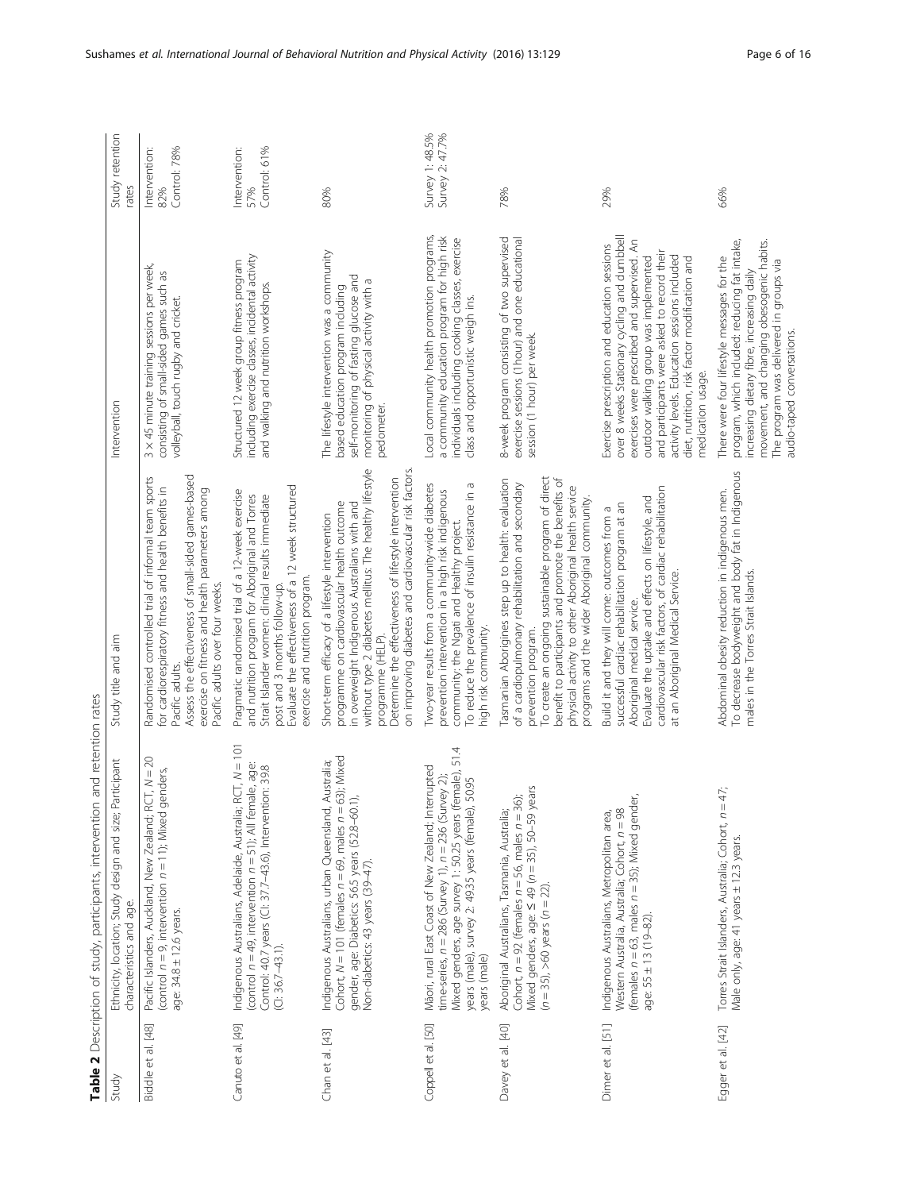**Table 2** Description of study, participants, intervention and retention rates

| Study | Ethnicity, location; Study design and size; Participant characteristics and age. | Study title and aim | Intervention | Study retention rates |
|---|---|---|---|---|
| Biddle et al. [48] | Pacific Islanders, Auckland, New Zealand; RCT, *N* = 20 (control *n* = 9, intervention *n* = 11); Mixed genders, age: 34.8 ± 12.6 years. | Randomised controlled trial of informal team sports for cardiorespiratory fitness and health benefits in Pacific adults.<br>Assess the effectiveness of small-sided games-based exercise on fitness and health parameters among Pacific adults over four weeks. | 3 × 45 minute training sessions per week, consisting of small-sided games such as volleyball, touch rugby and cricket. | Intervention: 82%<br>Control: 78% |
| Canuto et al. [49] | Indigenous Australians, Adelaide, Australia; RCT, *N* = 101 (control *n* = 49, intervention *n* = 51); All female, age: Control: 40.7 years (CI: 37.7–43.6), Intervention: 39.8 (CI: 36.7–43.1). | Pragmatic randomised trial of a 12-week exercise and nutrition program for Aboriginal and Torres Strait Islander women: clinical results immediate post and 3 months follow-up.<br>Evaluate the effectiveness of a 12 week structured exercise and nutrition program. | Structured 12 week group fitness program including exercise classes, incidental activity and walking and nutrition workshops. | Intervention: 57%<br>Control: 61% |
| Chan et al. [43] | Indigenous Australians, urban Queensland, Australia; Cohort, *N* = 101 (females *n* = 69, males *n* = 63); Mixed gender, age: Diabetics: 56.5 years (52.8–60.1), Non-diabetics: 43 years (39–47). | Short-term efficacy of a lifestyle intervention programme on cardiovascular health outcome in overweight Indigenous Australians with and without type 2 diabetes mellitus: The healthy lifestyle programme (HELP).<br>Determine the effectiveness of lifestyle intervention on improving diabetes and cardiovascular risk factors. | The lifestyle intervention was a community based education program including self-monitoring of fasting glucose and monitoring of physical activity with a pedometer. | 80% |
| Coppell et al. [50] | Māori, rural East Coast of New Zealand; Interrupted time-series, *n* = 286 (Survey 1), *n* = 236 (Survey 2); Mixed genders, age survey 1: 50.25 years (female), 51.4 years (male), survey 2: 49.35 years (female), 50.95 years (male) | Two-year results from a community-wide diabetes prevention intervention in a high risk indigenous community: the Ngati and Healthy project.<br>To reduce the prevalence of insulin resistance in a high risk community. | Local community health promotion programs, a community education program for high risk individuals including cooking classes, exercise class and opportunistic weigh ins. | Survey 1: 48.5%<br>Survey 2: 47.7% |
| Davey et al. [40] | Aboriginal Australians, Tasmania, Australia; Cohort, *n* = 92 (females *n* = 56, males *n* = 36); Mixed genders, age: ≤ 49 (*n* = 35), 50–59 years (*n* = 35), >60 years (*n* = 22). | Tasmanian Aborigines step up to health: evaluation of a cardiopulmonary rehabilitation and secondary prevention program.<br>To create an ongoing sustainable program of direct benefit to participants and promote the benefits of physical activity to other Aboriginal health service programs and the wider Aboriginal community. | 8-week program consisting of two supervised exercise sessions (1hour) and one educational session (1 hour) per week. | 78% |
| Dimer et al. [51] | Indigenous Australians, Metropolitan area, Western Australia, Australia; Cohort, *n* = 98 (females *n* = 63, males *n* = 35); Mixed gender, age: 55 ± 13 (19–82). | Build it and they will come: outcomes from a successful cardiac rehabilitation program at an Aboriginal medical service.<br>Evaluate the uptake and effects on lifestyle, and cardiovascular risk factors, of cardiac rehabilitation at an Aboriginal Medical Service. | Exercise prescription and education sessions over 8 weeks Stationary cycling and dumbbell exercises were prescribed and supervised. An outdoor walking group was implemented and participants were asked to record their activity levels. Education sessions included diet, nutrition, risk factor modification and medication usage. | 29% |
| Egger et al. [42] | Torres Strait Islanders, Australia; Cohort, *n* = 47; Male only, age: 41 years ± 12.3 years. | Abdominal obesity reduction in indigenous men.<br>To decrease bodyweight and body fat in Indigenous males in the Torres Strait Islands. | There were four lifestyle messages for the program, which included: reducing fat intake, increasing dietary fibre, increasing daily movement, and changing obesogenic habits. The program was delivered in groups via audio-taped conversations. | 66% |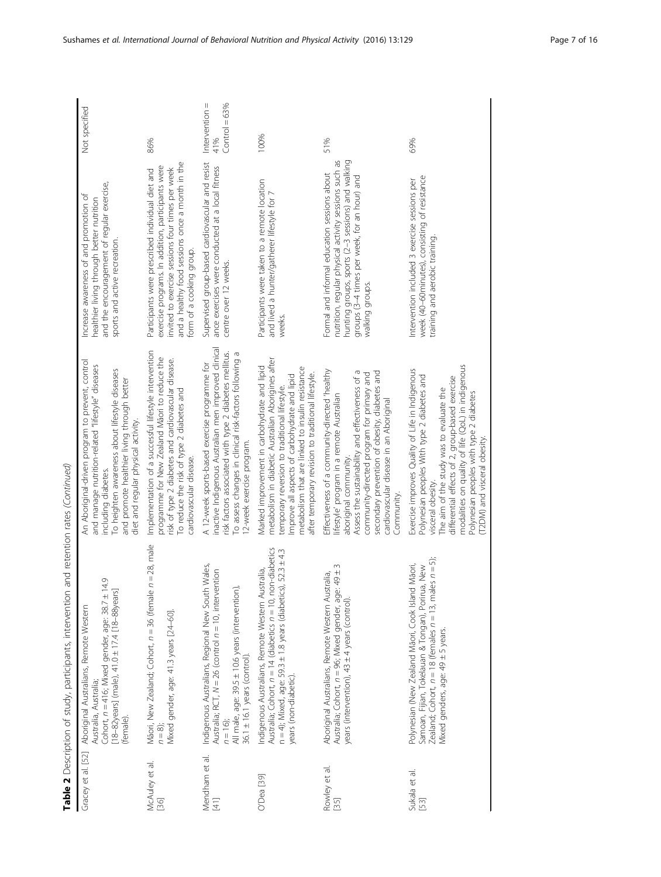**Table 2** Description of study, participants, intervention and retention rates *(Continued)*

| | | | | |
|---|---|---|---|---|
| Gracey et al. [52] | Aboriginal Australians, Remote Western Australia, Australia; Cohort, $n = 416$; Mixed gender, age: 38.7 ± 14.9 [18–82years] (male), 41.0 ± 17.4 [18–88years] (female). | An Aboriginal-driven program to prevent, control and manage nutrition-related "lifestyle" diseases including diabetes. To heighten awareness about lifestyle diseases and promote healthier living through better diet and regular physical activity. | Increase awareness of and promotion of healthier living through better nutrition and the encouragement of regular exercise, sports and active recreation. | Not specified |
| McAuley et al. [36] | Māori, New Zealand; Cohort, $n = 36$ (female $n = 28$, male $n = 8$); Mixed gender, age: 41.3 years [24–60]. | Implementation of a successful lifestyle intervention programme for New Zealand Māori to reduce the risk of type 2 diabetes and cardiovascular disease. To reduce the risk of type 2 diabetes and cardiovascular disease. | Participants were prescribed individual diet and exercise programs. In addition, participants were invited to exercise sessions four times per week and a healthy food sessions once a month in the form of a cooking group. | 86% |
| Mendham et al. [41] | Indigenous Australians, Regional New South Wales, Australia; RCT, $N = 26$ (control $n = 10$, intervention $n = 16$); All male, age: 39.5 ± 10.6 years (intervention), 36.1 ± 16.1 years (control). | A 12-week sports-based exercise programme for inactive Indigenous Australian men improved clinical risk factors associated with type 2 diabetes mellitus. To assess changes in clinical risk-factors following a 12-week exercise program. | Supervised group-based cardiovascular and resistance exercises were conducted at a local fitness centre over 12 weeks. | Intervention = 41% Control = 63% |
| O'Dea [39] | Indigenous Australians, Remote Western Australia, Australia; Cohort, $n = 14$ (diabetics $n = 10$, non-diabetics $n = 4$); Mixed, age: 59.3 ± 1.8 years (diabetics), 52.3 ± 4.3 years (non-diabetic). | Marked improvement in carbohydrate and lipid metabolism in diabetic Australian Aborigines after temporary reversion to traditional lifestyle. Improve all aspects of carbohydrate and lipid metabolism that are linked to insulin resistance after temporary revision to traditional lifestyle. | Participants were taken to a remote location and lived a hunter/gatherer lifestyle for 7 weeks. | 100% |
| Rowley et al. [35] | Aboriginal Australians, Remote Western Australia, Australia; Cohort, $n = 96$; Mixed gender, age: 49 ± 3 years (intervention), 43 ± 4 years (control). | Effectiveness of a community-directed 'healthy lifestyle' program in a remote Australian aboriginal community. Assess the sustainability and effectiveness of a community-directed program for primary and secondary prevention of obesity, diabetes and cardiovascular disease in an Aboriginal Community. | Formal and informal education sessions about nutrition, regular physical activity sessions such as hunting groups, sports (2–3 sessions) and walking groups (3–4 times per week, for an hour) and walking groups. | 51% |
| Sukala et al. [53] | Polynesian (New Zealand Māori, Cook Island Māori, Samoan, Fijian, Tokelauan & Tongan), Porirua, New Zealand; Cohort, $n = 18$ (females $n = 13$, males $n = 5$); Mixed genders, age: 49 ± 5 years. | Exercise improves Quality of Life in Indigenous Polynesian peoples With type 2 diabetes and visceral obesity. The aim of the study was to evaluate the differential effects of 2, group-based exercise modalities on quality of life (QoL) in indigenous Polynesian peoples with type 2 diabetes (T2DM) and visceral obesity. | Intervention included 3 exercise sessions per week (40–60minutes), consisting of resistance training and aerobic training. | 69% |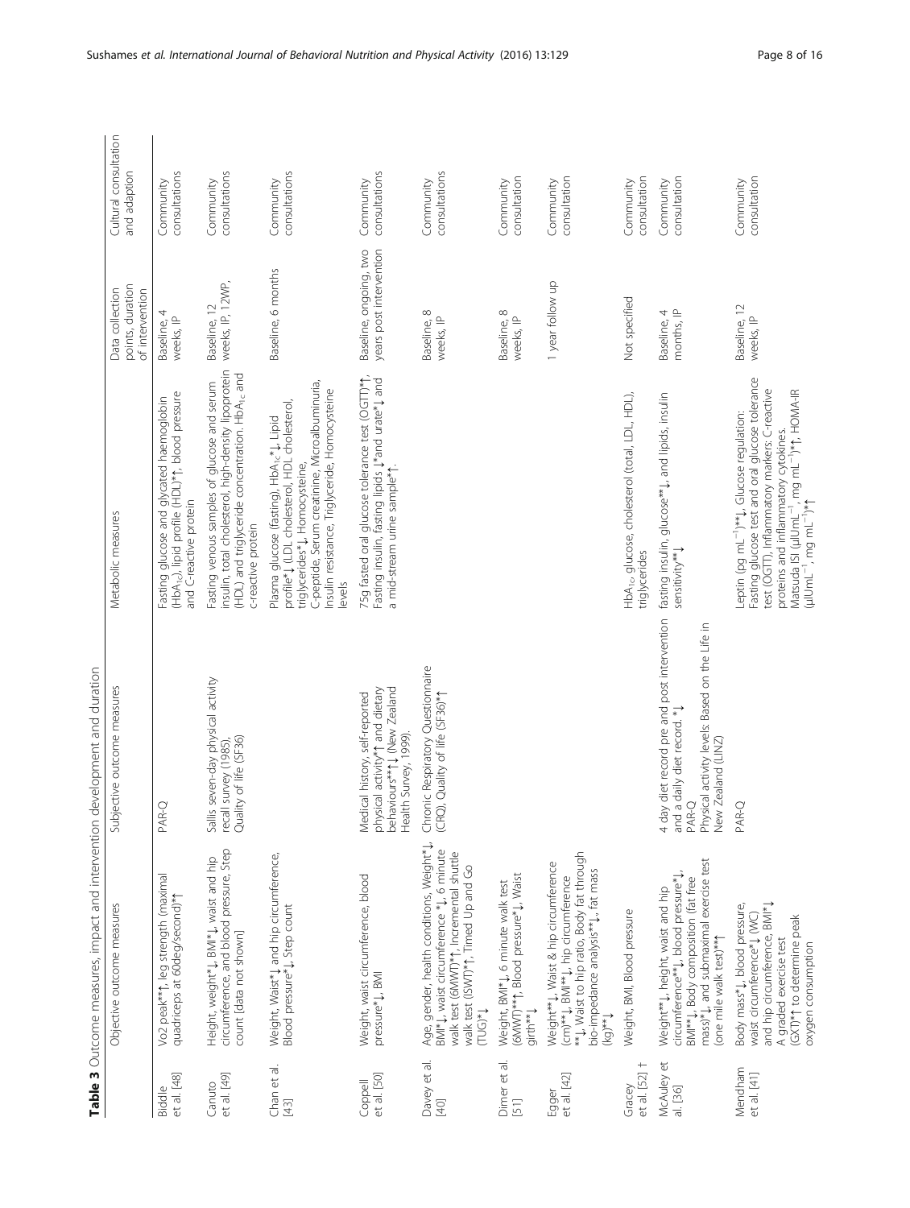**Table 3** Outcome measures, impact and intervention development and duration

| | Objective outcome measures | Subjective outcome measures | Metabolic measures | Data collection points, duration of intervention | Cultural consultation and adaption |
|---|---|---|---|---|---|
| Biddle et al. [48] | Vo2 peak**↑, leg strength (maximal quadriceps at 60deg/second)*↑ | PAR-Q | Fasting glucose and glycated haemoglobin ($HbA_{1c}$), lipid profile (HDL)*↑, blood pressure and C-reactive protein | Baseline, 4 weeks, IP | Community consultations |
| Canuto et al. [49] | Height, weight*↓, BMI*↓, waist and hip circumference, and blood pressure, Step count [data not shown] | Sallis seven-day physical activity recall survey (1985), Quality of life (SF36) | Fasting venous samples of glucose and serum insulin, total cholesterol, high-density lipoprotein (HDL) and triglyceride concentration. $HbA_{1c}$ and c-reactive protein | Baseline, 12 weeks, IP, 12WP, | Community consultations |
| Chan et al. [43] | Weight, Waist*↓ and hip circumference, Blood pressure*↓, Step count | | Plasma glucose (fasting), $HbA_{1c}$*↓, Lipid profile*↓ (LDL cholesterol, HDL cholesterol, triglycerides*↓, Homocysteine, C-peptide, Serum creatinine, Microalbuminuria, Insulin resistance, Triglyceride, Homocysteine levels | Baseline, 6 months | Community consultations |
| Coppell et al. [50] | Weight, waist circumference, blood pressure*↓, BMI | Medical history, self-reported physical activity*↑ and dietary behaviours**↑↓ (New Zealand Health Survey, 1999). | 75g fasted oral glucose tolerance test (OGTT)*↑, Fasting insulin, fasting lipids ↓*and urate*↓ and a mid-stream urine sample*↑. | Baseline, ongoing, two years post intervention | Community consultations |
| Davey et al. [40] | Age, gender, health conditions, Weight*↓, BMI*↓, waist circumference *↓, 6 minute walk test (6MWT)*↑, Incremental shuttle walk test (ISWT)*↑, Timed Up and Go (TUG)*↓ | Chronic Respiratory Questionnaire (CRQ), Quality of life (SF36)*↑ | | Baseline, 8 weeks, IP | Community consultations |
| Dimer et al. [51] | Weight, BMI*↓, 6 minute walk test (6MWT)**↑, Blood pressure*↓, Waist girth**↓ | | | Baseline, 8 weeks, IP | Community consultation |
| Egger et al. [42] | Weight**↓, Waist & hip circumference (cm)**↓, BMI**↓, hip circumference **↓, Waist to hip ratio, Body fat through bio-impedance analysis**↓, fat mass (kg)**↓ | | | 1 year follow up | Community consultation |
| Gracey et al. [52] † | Weight, BMI, Blood pressure | | $HbA_{1c}$, glucose, cholesterol (total, LDL, HDL), triglycerides | Not specified | Community consultation |
| McAuley et al. [36] | Weight**↓, height, waist and hip circumference**↓, blood pressure*↓, BMI**↓, Body composition (fat free mass)*↓, and submaximal exercise test (one mile walk test)**↑ | 4 day diet record pre and post intervention and a daily diet record. *↓ PAR-Q Physical activity levels: Based on the Life in New Zealand (LINZ) | fasting insulin, glucose**↓, and lipids, insulin sensitivity**↓ | Baseline, 4 months, IP | Community consultation |
| Mendham et al. [41] | Body mass*↓, blood pressure, waist circumference*↓ (WC) and hip circumference, BMI*↓ A graded exercise test (GXT)*↑ to determine peak oxygen consumption | PAR-Q | Leptin (pg $mL^{-1}$)**↓, Glucose regulation: Fasting glucose test and oral glucose tolerance test (OGTT), Inflammatory markers: C-reactive proteins and inflammatory cytokines. Matsuda ISI (μIUmL$^{-1}$, mg mL$^{-1}$)*↑, HOMA-IR (μIUmL$^{-1}$, mg mL$^{-1}$)*↑ | Baseline, 12 weeks, IP | Community consultation |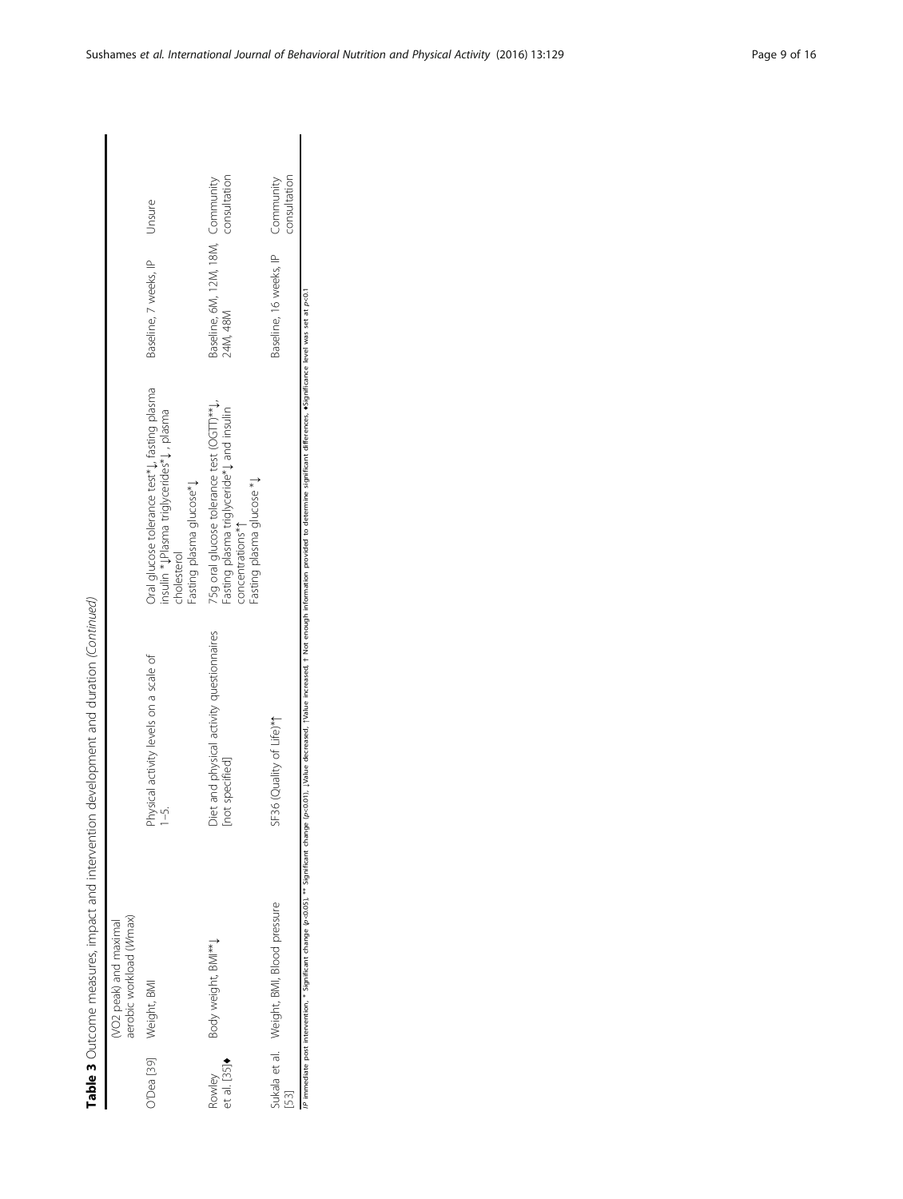**Table 3** Outcome measures, impact and intervention development and duration *(Continued)*

| | | | | | |
|---|---|---|---|---|---|
| | (VO2 peak) and maximal aerobic workload (Wmax) | | | | |
| O'Dea [39] | Weight, BMI | Physical activity levels on a scale of 1–5. | Oral glucose tolerance test*↓, fasting plasma insulin *↓Plasma triglycerides*↓, plasma cholesterol<br>Fasting plasma glucose*↓ | Baseline, 7 weeks, IP | Unsure |
| Rowley et al. [35]♦ | Body weight, BMI**↓ | Diet and physical activity questionnaires [not specified] | 75g oral glucose tolerance test (OGTT)**↓, Fasting plasma triglyceride*↓ and insulin concentrations*↑<br>Fasting plasma glucose*↓ | Baseline, 6M, 12M, 18M, 24M, 48M | Community consultation |
| Sukala et al. [53] | Weight, BMI, Blood pressure | SF36 (Quality of Life)*↑ | | Baseline, 16 weeks, IP | Community consultation |

*IP* immediate post intervention, * Significant change ($p$<0.05), ** Significant change ($p$<0.01), ↓Value decreased, ↑Value increased, † Not enough information provided to determine significant differences, ♦Significance level was set at $p$<0.1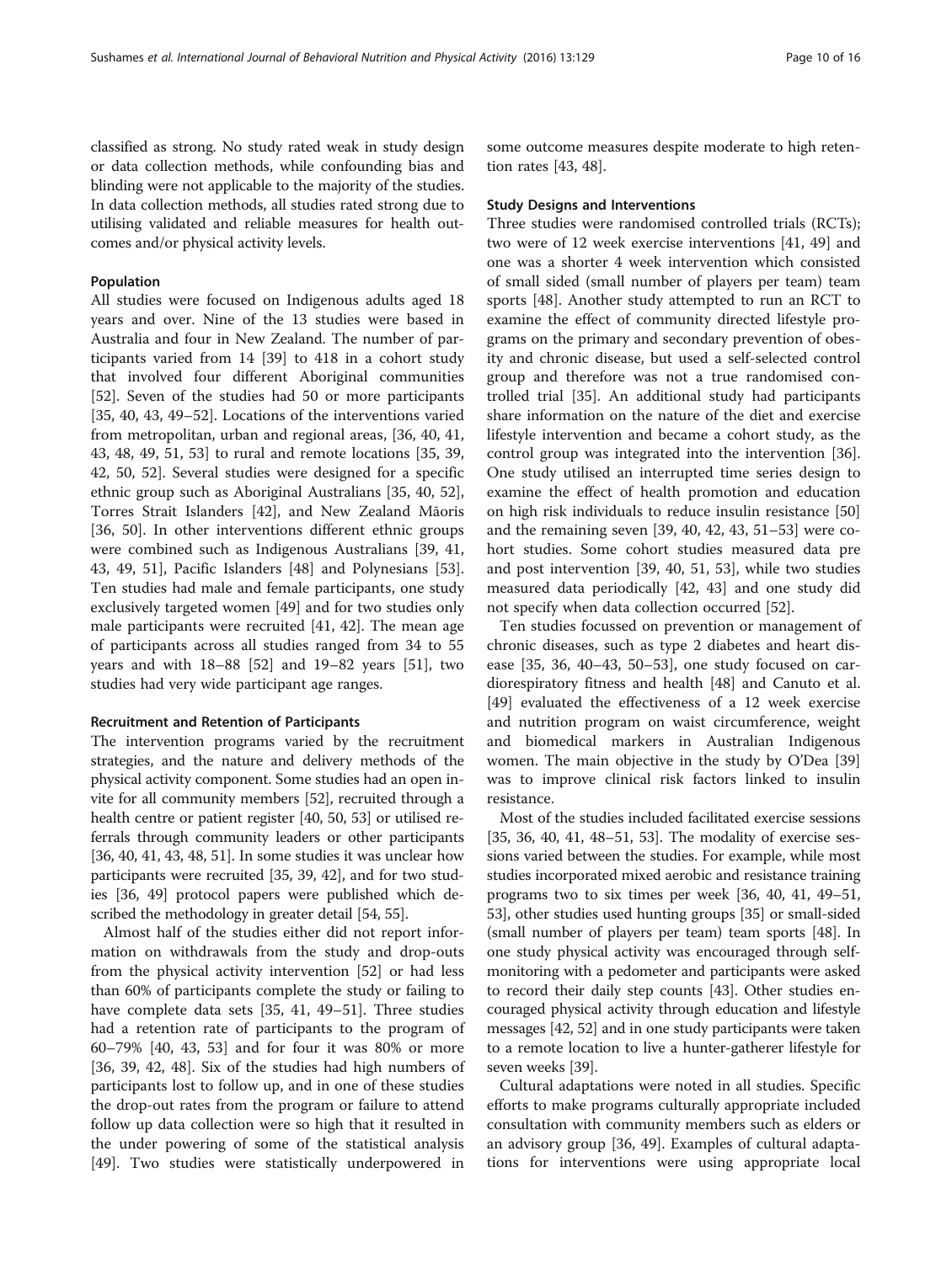classified as strong. No study rated weak in study design or data collection methods, while confounding bias and blinding were not applicable to the majority of the studies. In data collection methods, all studies rated strong due to utilising validated and reliable measures for health outcomes and/or physical activity levels.

#### Population

All studies were focused on Indigenous adults aged 18 years and over. Nine of the 13 studies were based in Australia and four in New Zealand. The number of participants varied from 14 [39] to 418 in a cohort study that involved four different Aboriginal communities [52]. Seven of the studies had 50 or more participants [35, 40, 43, 49–52]. Locations of the interventions varied from metropolitan, urban and regional areas, [36, 40, 41, 43, 48, 49, 51, 53] to rural and remote locations [35, 39, 42, 50, 52]. Several studies were designed for a specific ethnic group such as Aboriginal Australians [35, 40, 52], Torres Strait Islanders [42], and New Zealand Māoris [36, 50]. In other interventions different ethnic groups were combined such as Indigenous Australians [39, 41, 43, 49, 51], Pacific Islanders [48] and Polynesians [53]. Ten studies had male and female participants, one study exclusively targeted women [49] and for two studies only male participants were recruited [41, 42]. The mean age of participants across all studies ranged from 34 to 55 years and with 18–88 [52] and 19–82 years [51], two studies had very wide participant age ranges.

#### Recruitment and Retention of Participants

The intervention programs varied by the recruitment strategies, and the nature and delivery methods of the physical activity component. Some studies had an open invite for all community members [52], recruited through a health centre or patient register [40, 50, 53] or utilised referrals through community leaders or other participants [36, 40, 41, 43, 48, 51]. In some studies it was unclear how participants were recruited [35, 39, 42], and for two studies [36, 49] protocol papers were published which described the methodology in greater detail [54, 55].

Almost half of the studies either did not report information on withdrawals from the study and drop-outs from the physical activity intervention [52] or had less than 60% of participants complete the study or failing to have complete data sets [35, 41, 49–51]. Three studies had a retention rate of participants to the program of 60–79% [40, 43, 53] and for four it was 80% or more [36, 39, 42, 48]. Six of the studies had high numbers of participants lost to follow up, and in one of these studies the drop-out rates from the program or failure to attend follow up data collection were so high that it resulted in the under powering of some of the statistical analysis [49]. Two studies were statistically underpowered in some outcome measures despite moderate to high retention rates [43, 48].

#### Study Designs and Interventions

Three studies were randomised controlled trials (RCTs); two were of 12 week exercise interventions [41, 49] and one was a shorter 4 week intervention which consisted of small sided (small number of players per team) team sports [48]. Another study attempted to run an RCT to examine the effect of community directed lifestyle programs on the primary and secondary prevention of obesity and chronic disease, but used a self-selected control group and therefore was not a true randomised controlled trial [35]. An additional study had participants share information on the nature of the diet and exercise lifestyle intervention and became a cohort study, as the control group was integrated into the intervention [36]. One study utilised an interrupted time series design to examine the effect of health promotion and education on high risk individuals to reduce insulin resistance [50] and the remaining seven [39, 40, 42, 43, 51–53] were cohort studies. Some cohort studies measured data pre and post intervention [39, 40, 51, 53], while two studies measured data periodically [42, 43] and one study did not specify when data collection occurred [52].

Ten studies focussed on prevention or management of chronic diseases, such as type 2 diabetes and heart disease [35, 36, 40–43, 50–53], one study focused on cardiorespiratory fitness and health [48] and Canuto et al. [49] evaluated the effectiveness of a 12 week exercise and nutrition program on waist circumference, weight and biomedical markers in Australian Indigenous women. The main objective in the study by O'Dea [39] was to improve clinical risk factors linked to insulin resistance.

Most of the studies included facilitated exercise sessions [35, 36, 40, 41, 48–51, 53]. The modality of exercise sessions varied between the studies. For example, while most studies incorporated mixed aerobic and resistance training programs two to six times per week [36, 40, 41, 49–51, 53], other studies used hunting groups [35] or small-sided (small number of players per team) team sports [48]. In one study physical activity was encouraged through self-monitoring with a pedometer and participants were asked to record their daily step counts [43]. Other studies encouraged physical activity through education and lifestyle messages [42, 52] and in one study participants were taken to a remote location to live a hunter-gatherer lifestyle for seven weeks [39].

Cultural adaptations were noted in all studies. Specific efforts to make programs culturally appropriate included consultation with community members such as elders or an advisory group [36, 49]. Examples of cultural adaptations for interventions were using appropriate local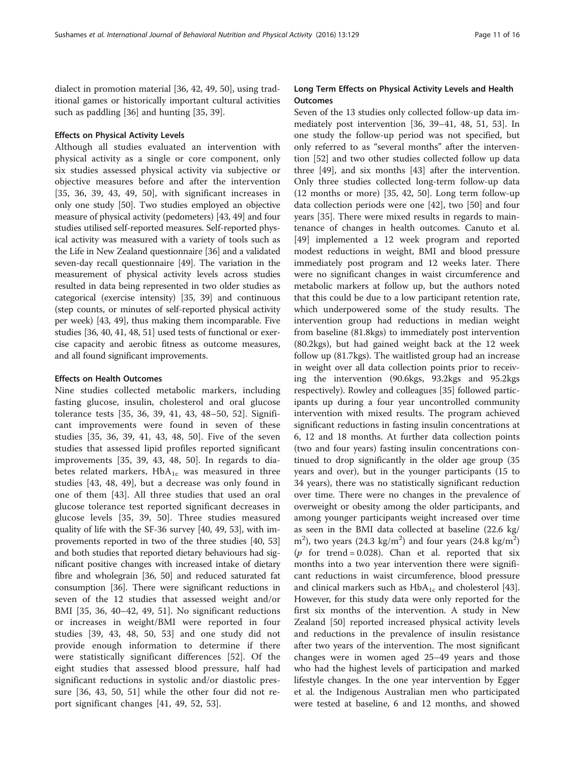dialect in promotion material [36, 42, 49, 50], using traditional games or historically important cultural activities such as paddling [36] and hunting [35, 39].

### Effects on Physical Activity Levels

Although all studies evaluated an intervention with physical activity as a single or core component, only six studies assessed physical activity via subjective or objective measures before and after the intervention [35, 36, 39, 43, 49, 50], with significant increases in only one study [50]. Two studies employed an objective measure of physical activity (pedometers) [43, 49] and four studies utilised self-reported measures. Self-reported physical activity was measured with a variety of tools such as the Life in New Zealand questionnaire [36] and a validated seven-day recall questionnaire [49]. The variation in the measurement of physical activity levels across studies resulted in data being represented in two older studies as categorical (exercise intensity) [35, 39] and continuous (step counts, or minutes of self-reported physical activity per week) [43, 49], thus making them incomparable. Five studies [36, 40, 41, 48, 51] used tests of functional or exercise capacity and aerobic fitness as outcome measures, and all found significant improvements.

### Effects on Health Outcomes

Nine studies collected metabolic markers, including fasting glucose, insulin, cholesterol and oral glucose tolerance tests [35, 36, 39, 41, 43, 48–50, 52]. Significant improvements were found in seven of these studies [35, 36, 39, 41, 43, 48, 50]. Five of the seven studies that assessed lipid profiles reported significant improvements [35, 39, 43, 48, 50]. In regards to diabetes related markers, $HbA_{1c}$ was measured in three studies [43, 48, 49], but a decrease was only found in one of them [43]. All three studies that used an oral glucose tolerance test reported significant decreases in glucose levels [35, 39, 50]. Three studies measured quality of life with the SF-36 survey [40, 49, 53], with improvements reported in two of the three studies [40, 53] and both studies that reported dietary behaviours had significant positive changes with increased intake of dietary fibre and wholegrain [36, 50] and reduced saturated fat consumption [36]. There were significant reductions in seven of the 12 studies that assessed weight and/or BMI [35, 36, 40–42, 49, 51]. No significant reductions or increases in weight/BMI were reported in four studies [39, 43, 48, 50, 53] and one study did not provide enough information to determine if there were statistically significant differences [52]. Of the eight studies that assessed blood pressure, half had significant reductions in systolic and/or diastolic pressure [36, 43, 50, 51] while the other four did not report significant changes [41, 49, 52, 53].

### Long Term Effects on Physical Activity Levels and Health Outcomes

Seven of the 13 studies only collected follow-up data immediately post intervention [36, 39–41, 48, 51, 53]. In one study the follow-up period was not specified, but only referred to as "several months" after the intervention [52] and two other studies collected follow up data three [49], and six months [43] after the intervention. Only three studies collected long-term follow-up data (12 months or more) [35, 42, 50]. Long term follow-up data collection periods were one [42], two [50] and four years [35]. There were mixed results in regards to maintenance of changes in health outcomes. Canuto et al. [49] implemented a 12 week program and reported modest reductions in weight, BMI and blood pressure immediately post program and 12 weeks later. There were no significant changes in waist circumference and metabolic markers at follow up, but the authors noted that this could be due to a low participant retention rate, which underpowered some of the study results. The intervention group had reductions in median weight from baseline (81.8kgs) to immediately post intervention (80.2kgs), but had gained weight back at the 12 week follow up (81.7kgs). The waitlisted group had an increase in weight over all data collection points prior to receiving the intervention (90.6kgs, 93.2kgs and 95.2kgs respectively). Rowley and colleagues [35] followed participants up during a four year uncontrolled community intervention with mixed results. The program achieved significant reductions in fasting insulin concentrations at 6, 12 and 18 months. At further data collection points (two and four years) fasting insulin concentrations continued to drop significantly in the older age group (35 years and over), but in the younger participants (15 to 34 years), there was no statistically significant reduction over time. There were no changes in the prevalence of overweight or obesity among the older participants, and among younger participants weight increased over time as seen in the BMI data collected at baseline (22.6 kg/$m^2$), two years (24.3 kg/$m^2$) and four years (24.8 kg/$m^2$) ($p$ for trend = 0.028). Chan et al. reported that six months into a two year intervention there were significant reductions in waist circumference, blood pressure and clinical markers such as $HbA_{1c}$ and cholesterol [43]. However, for this study data were only reported for the first six months of the intervention. A study in New Zealand [50] reported increased physical activity levels and reductions in the prevalence of insulin resistance after two years of the intervention. The most significant changes were in women aged 25–49 years and those who had the highest levels of participation and marked lifestyle changes. In the one year intervention by Egger et al. the Indigenous Australian men who participated were tested at baseline, 6 and 12 months, and showed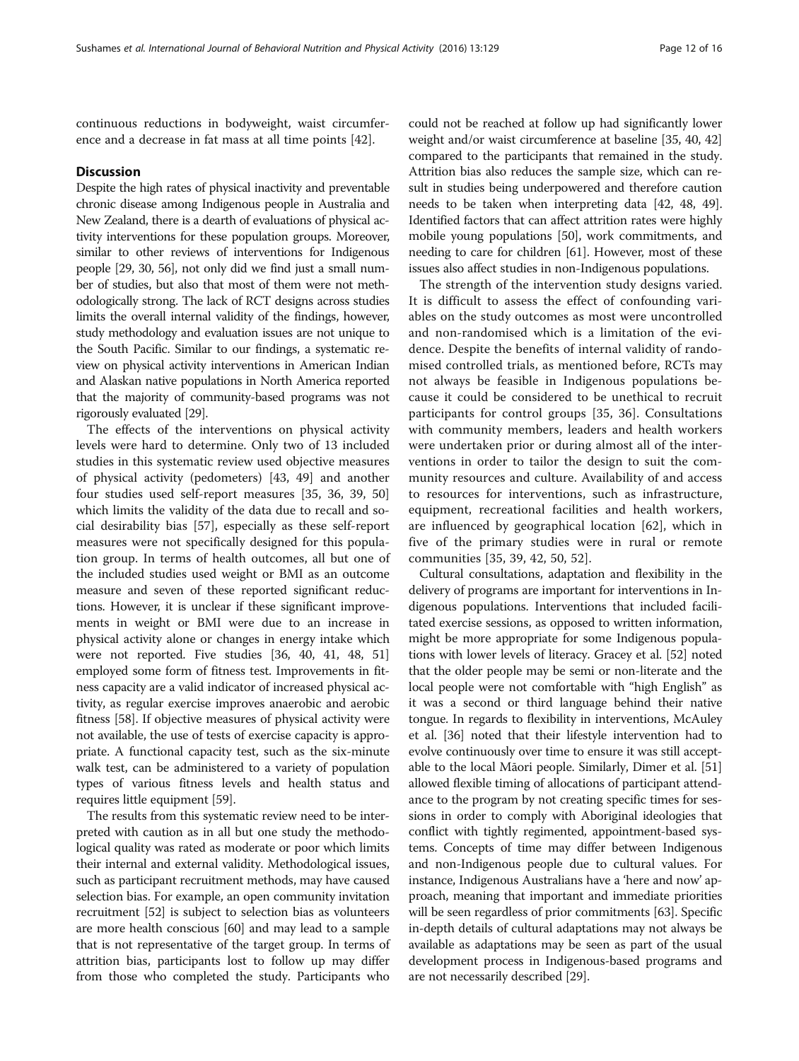continuous reductions in bodyweight, waist circumference and a decrease in fat mass at all time points [42].

## Discussion

Despite the high rates of physical inactivity and preventable chronic disease among Indigenous people in Australia and New Zealand, there is a dearth of evaluations of physical activity interventions for these population groups. Moreover, similar to other reviews of interventions for Indigenous people [29, 30, 56], not only did we find just a small number of studies, but also that most of them were not methodologically strong. The lack of RCT designs across studies limits the overall internal validity of the findings, however, study methodology and evaluation issues are not unique to the South Pacific. Similar to our findings, a systematic review on physical activity interventions in American Indian and Alaskan native populations in North America reported that the majority of community-based programs was not rigorously evaluated [29].

The effects of the interventions on physical activity levels were hard to determine. Only two of 13 included studies in this systematic review used objective measures of physical activity (pedometers) [43, 49] and another four studies used self-report measures [35, 36, 39, 50] which limits the validity of the data due to recall and social desirability bias [57], especially as these self-report measures were not specifically designed for this population group. In terms of health outcomes, all but one of the included studies used weight or BMI as an outcome measure and seven of these reported significant reductions. However, it is unclear if these significant improvements in weight or BMI were due to an increase in physical activity alone or changes in energy intake which were not reported. Five studies [36, 40, 41, 48, 51] employed some form of fitness test. Improvements in fitness capacity are a valid indicator of increased physical activity, as regular exercise improves anaerobic and aerobic fitness [58]. If objective measures of physical activity were not available, the use of tests of exercise capacity is appropriate. A functional capacity test, such as the six-minute walk test, can be administered to a variety of population types of various fitness levels and health status and requires little equipment [59].

The results from this systematic review need to be interpreted with caution as in all but one study the methodological quality was rated as moderate or poor which limits their internal and external validity. Methodological issues, such as participant recruitment methods, may have caused selection bias. For example, an open community invitation recruitment [52] is subject to selection bias as volunteers are more health conscious [60] and may lead to a sample that is not representative of the target group. In terms of attrition bias, participants lost to follow up may differ from those who completed the study. Participants who could not be reached at follow up had significantly lower weight and/or waist circumference at baseline [35, 40, 42] compared to the participants that remained in the study. Attrition bias also reduces the sample size, which can result in studies being underpowered and therefore caution needs to be taken when interpreting data [42, 48, 49]. Identified factors that can affect attrition rates were highly mobile young populations [50], work commitments, and needing to care for children [61]. However, most of these issues also affect studies in non-Indigenous populations.

The strength of the intervention study designs varied. It is difficult to assess the effect of confounding variables on the study outcomes as most were uncontrolled and non-randomised which is a limitation of the evidence. Despite the benefits of internal validity of randomised controlled trials, as mentioned before, RCTs may not always be feasible in Indigenous populations because it could be considered to be unethical to recruit participants for control groups [35, 36]. Consultations with community members, leaders and health workers were undertaken prior or during almost all of the interventions in order to tailor the design to suit the community resources and culture. Availability of and access to resources for interventions, such as infrastructure, equipment, recreational facilities and health workers, are influenced by geographical location [62], which in five of the primary studies were in rural or remote communities [35, 39, 42, 50, 52].

Cultural consultations, adaptation and flexibility in the delivery of programs are important for interventions in Indigenous populations. Interventions that included facilitated exercise sessions, as opposed to written information, might be more appropriate for some Indigenous populations with lower levels of literacy. Gracey et al. [52] noted that the older people may be semi or non-literate and the local people were not comfortable with "high English" as it was a second or third language behind their native tongue. In regards to flexibility in interventions, McAuley et al. [36] noted that their lifestyle intervention had to evolve continuously over time to ensure it was still acceptable to the local Māori people. Similarly, Dimer et al. [51] allowed flexible timing of allocations of participant attendance to the program by not creating specific times for sessions in order to comply with Aboriginal ideologies that conflict with tightly regimented, appointment-based systems. Concepts of time may differ between Indigenous and non-Indigenous people due to cultural values. For instance, Indigenous Australians have a 'here and now' approach, meaning that important and immediate priorities will be seen regardless of prior commitments [63]. Specific in-depth details of cultural adaptations may not always be available as adaptations may be seen as part of the usual development process in Indigenous-based programs and are not necessarily described [29].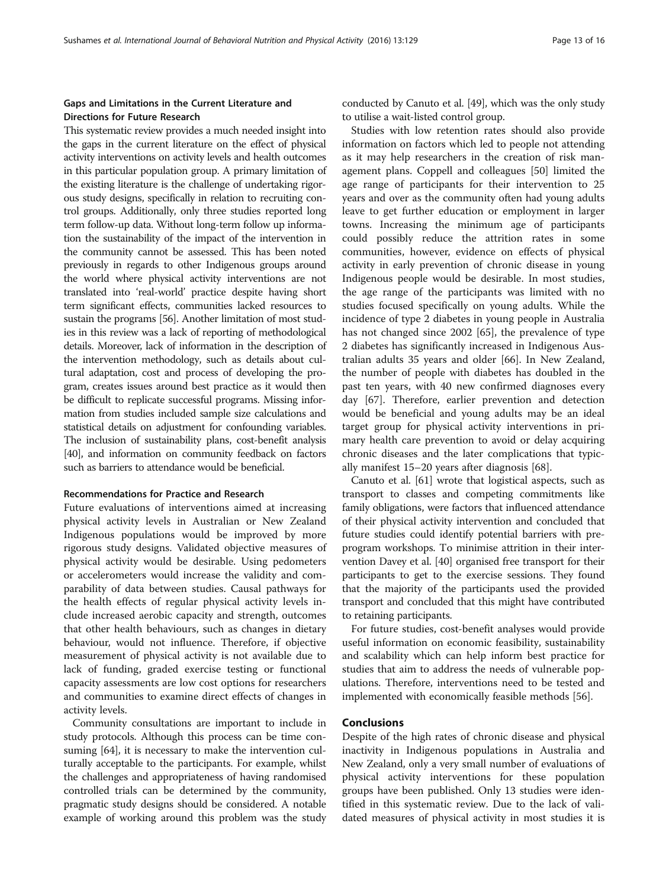### Gaps and Limitations in the Current Literature and Directions for Future Research

This systematic review provides a much needed insight into the gaps in the current literature on the effect of physical activity interventions on activity levels and health outcomes in this particular population group. A primary limitation of the existing literature is the challenge of undertaking rigorous study designs, specifically in relation to recruiting control groups. Additionally, only three studies reported long term follow-up data. Without long-term follow up information the sustainability of the impact of the intervention in the community cannot be assessed. This has been noted previously in regards to other Indigenous groups around the world where physical activity interventions are not translated into 'real-world' practice despite having short term significant effects, communities lacked resources to sustain the programs [56]. Another limitation of most studies in this review was a lack of reporting of methodological details. Moreover, lack of information in the description of the intervention methodology, such as details about cultural adaptation, cost and process of developing the program, creates issues around best practice as it would then be difficult to replicate successful programs. Missing information from studies included sample size calculations and statistical details on adjustment for confounding variables. The inclusion of sustainability plans, cost-benefit analysis [40], and information on community feedback on factors such as barriers to attendance would be beneficial.

### Recommendations for Practice and Research

Future evaluations of interventions aimed at increasing physical activity levels in Australian or New Zealand Indigenous populations would be improved by more rigorous study designs. Validated objective measures of physical activity would be desirable. Using pedometers or accelerometers would increase the validity and comparability of data between studies. Causal pathways for the health effects of regular physical activity levels include increased aerobic capacity and strength, outcomes that other health behaviours, such as changes in dietary behaviour, would not influence. Therefore, if objective measurement of physical activity is not available due to lack of funding, graded exercise testing or functional capacity assessments are low cost options for researchers and communities to examine direct effects of changes in activity levels.

Community consultations are important to include in study protocols. Although this process can be time consuming [64], it is necessary to make the intervention culturally acceptable to the participants. For example, whilst the challenges and appropriateness of having randomised controlled trials can be determined by the community, pragmatic study designs should be considered. A notable example of working around this problem was the study conducted by Canuto et al. [49], which was the only study to utilise a wait-listed control group.

Studies with low retention rates should also provide information on factors which led to people not attending as it may help researchers in the creation of risk management plans. Coppell and colleagues [50] limited the age range of participants for their intervention to 25 years and over as the community often had young adults leave to get further education or employment in larger towns. Increasing the minimum age of participants could possibly reduce the attrition rates in some communities, however, evidence on effects of physical activity in early prevention of chronic disease in young Indigenous people would be desirable. In most studies, the age range of the participants was limited with no studies focused specifically on young adults. While the incidence of type 2 diabetes in young people in Australia has not changed since 2002 [65], the prevalence of type 2 diabetes has significantly increased in Indigenous Australian adults 35 years and older [66]. In New Zealand, the number of people with diabetes has doubled in the past ten years, with 40 new confirmed diagnoses every day [67]. Therefore, earlier prevention and detection would be beneficial and young adults may be an ideal target group for physical activity interventions in primary health care prevention to avoid or delay acquiring chronic diseases and the later complications that typically manifest 15–20 years after diagnosis [68].

Canuto et al. [61] wrote that logistical aspects, such as transport to classes and competing commitments like family obligations, were factors that influenced attendance of their physical activity intervention and concluded that future studies could identify potential barriers with pre-program workshops. To minimise attrition in their intervention Davey et al. [40] organised free transport for their participants to get to the exercise sessions. They found that the majority of the participants used the provided transport and concluded that this might have contributed to retaining participants.

For future studies, cost-benefit analyses would provide useful information on economic feasibility, sustainability and scalability which can help inform best practice for studies that aim to address the needs of vulnerable populations. Therefore, interventions need to be tested and implemented with economically feasible methods [56].

## Conclusions

Despite of the high rates of chronic disease and physical inactivity in Indigenous populations in Australia and New Zealand, only a very small number of evaluations of physical activity interventions for these population groups have been published. Only 13 studies were identified in this systematic review. Due to the lack of validated measures of physical activity in most studies it is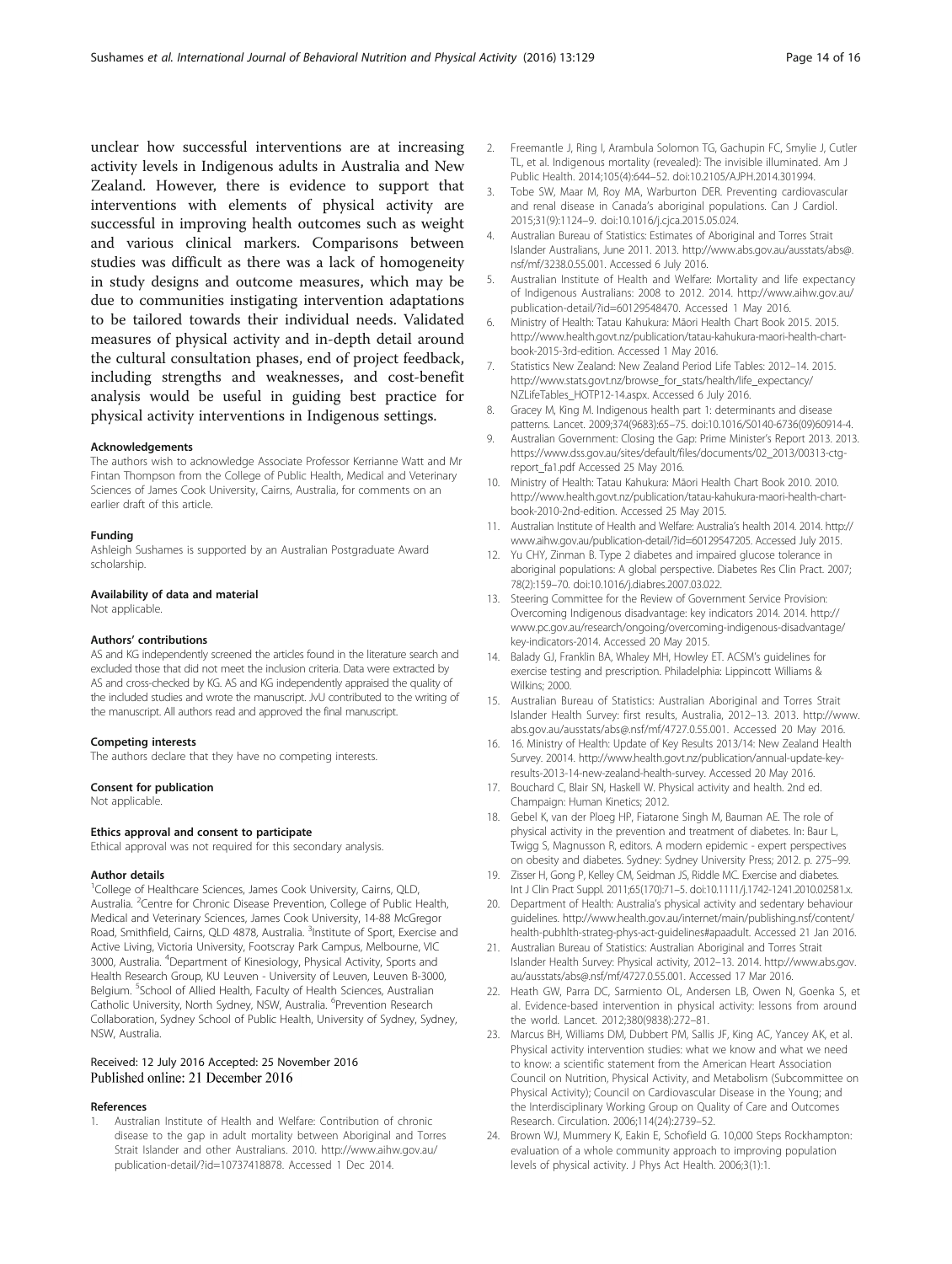unclear how successful interventions are at increasing activity levels in Indigenous adults in Australia and New Zealand. However, there is evidence to support that interventions with elements of physical activity are successful in improving health outcomes such as weight and various clinical markers. Comparisons between studies was difficult as there was a lack of homogeneity in study designs and outcome measures, which may be due to communities instigating intervention adaptations to be tailored towards their individual needs. Validated measures of physical activity and in-depth detail around the cultural consultation phases, end of project feedback, including strengths and weaknesses, and cost-benefit analysis would be useful in guiding best practice for physical activity interventions in Indigenous settings.

#### Acknowledgements

The authors wish to acknowledge Associate Professor Kerrianne Watt and Mr Fintan Thompson from the College of Public Health, Medical and Veterinary Sciences of James Cook University, Cairns, Australia, for comments on an earlier draft of this article.

#### Funding

Ashleigh Sushames is supported by an Australian Postgraduate Award scholarship.

#### Availability of data and material

Not applicable.

#### Authors' contributions

AS and KG independently screened the articles found in the literature search and excluded those that did not meet the inclusion criteria. Data were extracted by AS and cross-checked by KG. AS and KG independently appraised the quality of the included studies and wrote the manuscript. JvU contributed to the writing of the manuscript. All authors read and approved the final manuscript.

#### Competing interests

The authors declare that they have no competing interests.

#### Consent for publication

Not applicable.

#### Ethics approval and consent to participate

Ethical approval was not required for this secondary analysis.

#### Author details

[1]College of Healthcare Sciences, James Cook University, Cairns, QLD, Australia. [2]Centre for Chronic Disease Prevention, College of Public Health, Medical and Veterinary Sciences, James Cook University, 14-88 McGregor Road, Smithfield, Cairns, QLD 4878, Australia. [3]Institute of Sport, Exercise and Active Living, Victoria University, Footscray Park Campus, Melbourne, VIC 3000, Australia. [4]Department of Kinesiology, Physical Activity, Sports and Health Research Group, KU Leuven - University of Leuven, Leuven B-3000, Belgium. [5]School of Allied Health, Faculty of Health Sciences, Australian Catholic University, North Sydney, NSW, Australia. [6]Prevention Research Collaboration, Sydney School of Public Health, University of Sydney, Sydney, NSW, Australia.

Received: 12 July 2016 Accepted: 25 November 2016
Published online: 21 December 2016

#### References

1. Australian Institute of Health and Welfare: Contribution of chronic disease to the gap in adult mortality between Aboriginal and Torres Strait Islander and other Australians. 2010. http://www.aihw.gov.au/publication-detail/?id=10737418878. Accessed 1 Dec 2014.
2. Freemantle J, Ring I, Arambula Solomon TG, Gachupin FC, Smylie J, Cutler TL, et al. Indigenous mortality (revealed): The invisible illuminated. Am J Public Health. 2014;105(4):644–52. doi:10.2105/AJPH.2014.301994.
3. Tobe SW, Maar M, Roy MA, Warburton DER. Preventing cardiovascular and renal disease in Canada's aboriginal populations. Can J Cardiol. 2015;31(9):1124–9. doi:10.1016/j.cjca.2015.05.024.
4. Australian Bureau of Statistics: Estimates of Aboriginal and Torres Strait Islander Australians, June 2011. 2013. http://www.abs.gov.au/ausstats/abs@.nsf/mf/3238.0.55.001. Accessed 6 July 2016.
5. Australian Institute of Health and Welfare: Mortality and life expectancy of Indigenous Australians: 2008 to 2012. 2014. http://www.aihw.gov.au/publication-detail/?id=60129548470. Accessed 1 May 2016.
6. Ministry of Health: Tatau Kahukura: Māori Health Chart Book 2015. 2015. http://www.health.govt.nz/publication/tatau-kahukura-maori-health-chart-book-2015-3rd-edition. Accessed 1 May 2016.
7. Statistics New Zealand: New Zealand Period Life Tables: 2012–14. 2015. http://www.stats.govt.nz/browse_for_stats/health/life_expectancy/NZLifeTables_HOTP12-14.aspx. Accessed 6 July 2016.
8. Gracey M, King M. Indigenous health part 1: determinants and disease patterns. Lancet. 2009;374(9683):65–75. doi:10.1016/S0140-6736(09)60914-4.
9. Australian Government: Closing the Gap: Prime Minister's Report 2013. 2013. https://www.dss.gov.au/sites/default/files/documents/02_2013/00313-ctg-report_fa1.pdf Accessed 25 May 2016.
10. Ministry of Health: Tatau Kahukura: Māori Health Chart Book 2010. 2010. http://www.health.govt.nz/publication/tatau-kahukura-maori-health-chart-book-2010-2nd-edition. Accessed 25 May 2015.
11. Australian Institute of Health and Welfare: Australia's health 2014. 2014. http://www.aihw.gov.au/publication-detail/?id=60129547205. Accessed July 2015.
12. Yu CHY, Zinman B. Type 2 diabetes and impaired glucose tolerance in aboriginal populations: A global perspective. Diabetes Res Clin Pract. 2007;78(2):159–70. doi:10.1016/j.diabres.2007.03.022.
13. Steering Committee for the Review of Government Service Provision: Overcoming Indigenous disadvantage: key indicators 2014. 2014. http://www.pc.gov.au/research/ongoing/overcoming-indigenous-disadvantage/key-indicators-2014. Accessed 20 May 2015.
14. Balady GJ, Franklin BA, Whaley MH, Howley ET. ACSM's guidelines for exercise testing and prescription. Philadelphia: Lippincott Williams & Wilkins; 2000.
15. Australian Bureau of Statistics: Australian Aboriginal and Torres Strait Islander Health Survey: first results, Australia, 2012–13. 2013. http://www.abs.gov.au/ausstats/abs@.nsf/mf/4727.0.55.001. Accessed 20 May 2016.
16. 16. Ministry of Health: Update of Key Results 2013/14: New Zealand Health Survey. 20014. http://www.health.govt.nz/publication/annual-update-key-results-2013-14-new-zealand-health-survey. Accessed 20 May 2016.
17. Bouchard C, Blair SN, Haskell W. Physical activity and health. 2nd ed. Champaign: Human Kinetics; 2012.
18. Gebel K, van der Ploeg HP, Fiatarone Singh M, Bauman AE. The role of physical activity in the prevention and treatment of diabetes. In: Baur L, Twigg S, Magnusson R, editors. A modern epidemic - expert perspectives on obesity and diabetes. Sydney: Sydney University Press; 2012. p. 275–99.
19. Zisser H, Gong P, Kelley CM, Seidman JS, Riddle MC. Exercise and diabetes. Int J Clin Pract Suppl. 2011;65(170):71–5. doi:10.1111/j.1742-1241.2010.02581.x.
20. Department of Health: Australia's physical activity and sedentary behaviour guidelines. http://www.health.gov.au/internet/main/publishing.nsf/content/health-pubhlth-strateg-phys-act-guidelines#apaadult. Accessed 21 Jan 2016.
21. Australian Bureau of Statistics: Australian Aboriginal and Torres Strait Islander Health Survey: Physical activity, 2012–13. 2014. http://www.abs.gov.au/ausstats/abs@.nsf/mf/4727.0.55.001. Accessed 17 Mar 2016.
22. Heath GW, Parra DC, Sarmiento OL, Andersen LB, Owen N, Goenka S, et al. Evidence-based intervention in physical activity: lessons from around the world. Lancet. 2012;380(9838):272–81.
23. Marcus BH, Williams DM, Dubbert PM, Sallis JF, King AC, Yancey AK, et al. Physical activity intervention studies: what we know and what we need to know: a scientific statement from the American Heart Association Council on Nutrition, Physical Activity, and Metabolism (Subcommittee on Physical Activity); Council on Cardiovascular Disease in the Young; and the Interdisciplinary Working Group on Quality of Care and Outcomes Research. Circulation. 2006;114(24):2739–52.
24. Brown WJ, Mummery K, Eakin E, Schofield G. 10,000 Steps Rockhampton: evaluation of a whole community approach to improving population levels of physical activity. J Phys Act Health. 2006;3(1):1.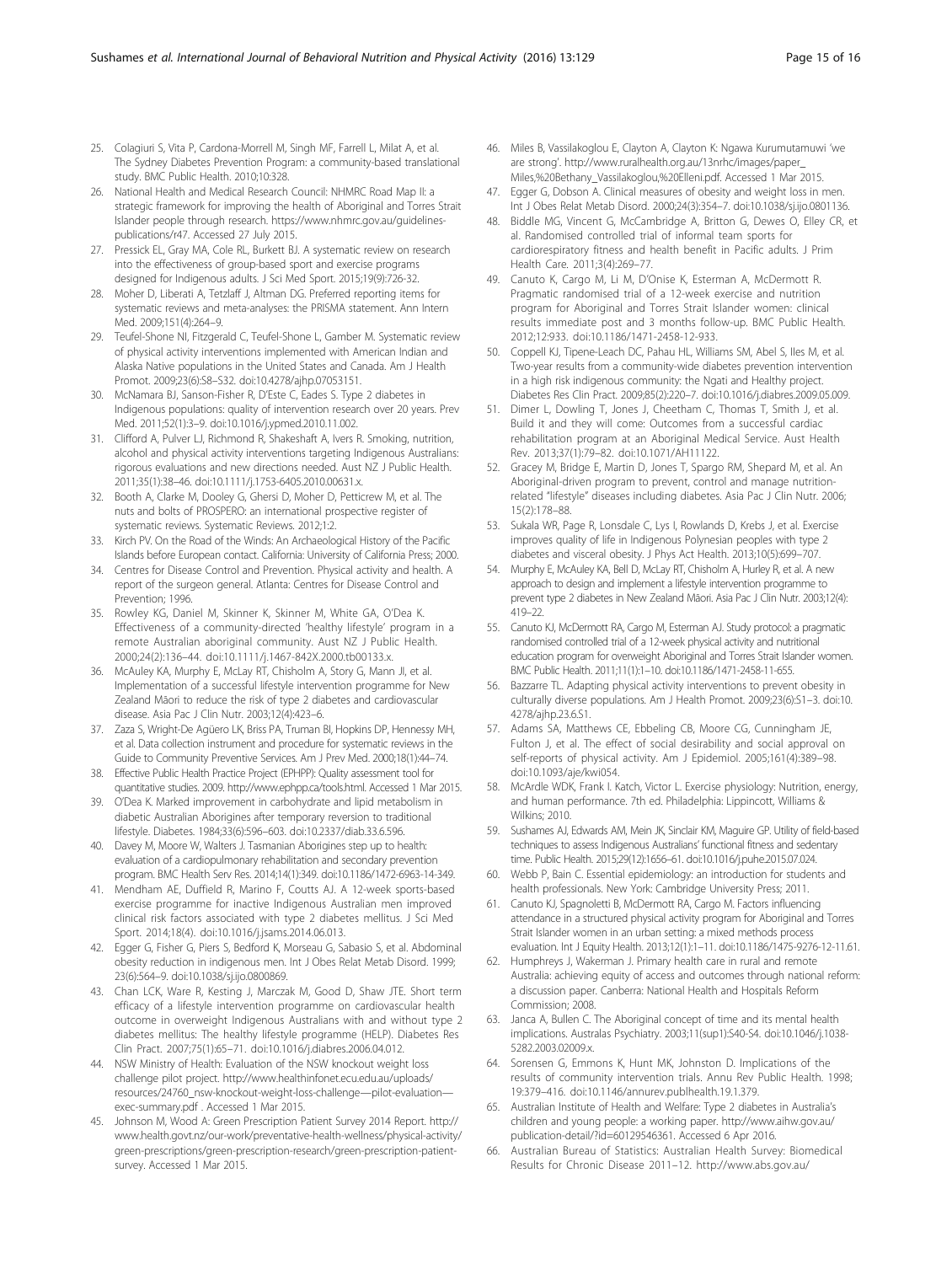25. Colagiuri S, Vita P, Cardona-Morrell M, Singh MF, Farrell L, Milat A, et al. The Sydney Diabetes Prevention Program: a community-based translational study. BMC Public Health. 2010;10:328.
26. National Health and Medical Research Council: NHMRC Road Map II: a strategic framework for improving the health of Aboriginal and Torres Strait Islander people through research. https://www.nhmrc.gov.au/guidelines-publications/r47. Accessed 27 July 2015.
27. Pressick EL, Gray MA, Cole RL, Burkett BJ. A systematic review on research into the effectiveness of group-based sport and exercise programs designed for Indigenous adults. J Sci Med Sport. 2015;19(9):726-32.
28. Moher D, Liberati A, Tetzlaff J, Altman DG. Preferred reporting items for systematic reviews and meta-analyses: the PRISMA statement. Ann Intern Med. 2009;151(4):264–9.
29. Teufel-Shone NI, Fitzgerald C, Teufel-Shone L, Gamber M. Systematic review of physical activity interventions implemented with American Indian and Alaska Native populations in the United States and Canada. Am J Health Promot. 2009;23(6):S8–S32. doi:10.4278/ajhp.07053151.
30. McNamara BJ, Sanson-Fisher R, D'Este C, Eades S. Type 2 diabetes in Indigenous populations: quality of intervention research over 20 years. Prev Med. 2011;52(1):3–9. doi:10.1016/j.ypmed.2010.11.002.
31. Clifford A, Pulver LJ, Richmond R, Shakeshaft A, Ivers R. Smoking, nutrition, alcohol and physical activity interventions targeting Indigenous Australians: rigorous evaluations and new directions needed. Aust NZ J Public Health. 2011;35(1):38–46. doi:10.1111/j.1753-6405.2010.00631.x.
32. Booth A, Clarke M, Dooley G, Ghersi D, Moher D, Petticrew M, et al. The nuts and bolts of PROSPERO: an international prospective register of systematic reviews. Systematic Reviews. 2012;1:2.
33. Kirch PV. On the Road of the Winds: An Archaeological History of the Pacific Islands before European contact. California: University of California Press; 2000.
34. Centres for Disease Control and Prevention. Physical activity and health. A report of the surgeon general. Atlanta: Centres for Disease Control and Prevention; 1996.
35. Rowley KG, Daniel M, Skinner K, Skinner M, White GA, O'Dea K. Effectiveness of a community-directed 'healthy lifestyle' program in a remote Australian aboriginal community. Aust NZ J Public Health. 2000;24(2):136–44. doi:10.1111/j.1467-842X.2000.tb00133.x.
36. McAuley KA, Murphy E, McLay RT, Chisholm A, Story G, Mann JI, et al. Implementation of a successful lifestyle intervention programme for New Zealand Māori to reduce the risk of type 2 diabetes and cardiovascular disease. Asia Pac J Clin Nutr. 2003;12(4):423–6.
37. Zaza S, Wright-De Agüero LK, Briss PA, Truman BI, Hopkins DP, Hennessy MH, et al. Data collection instrument and procedure for systematic reviews in the Guide to Community Preventive Services. Am J Prev Med. 2000;18(1):44–74.
38. Effective Public Health Practice Project (EPHPP): Quality assessment tool for quantitative studies. 2009. http://www.ephpp.ca/tools.html. Accessed 1 Mar 2015.
39. O'Dea K. Marked improvement in carbohydrate and lipid metabolism in diabetic Australian Aborigines after temporary reversion to traditional lifestyle. Diabetes. 1984;33(6):596–603. doi:10.2337/diab.33.6.596.
40. Davey M, Moore W, Walters J. Tasmanian Aborigines step up to health: evaluation of a cardiopulmonary rehabilitation and secondary prevention program. BMC Health Serv Res. 2014;14(1):349. doi:10.1186/1472-6963-14-349.
41. Mendham AE, Duffield R, Marino F, Coutts AJ. A 12-week sports-based exercise programme for inactive Indigenous Australian men improved clinical risk factors associated with type 2 diabetes mellitus. J Sci Med Sport. 2014;18(4). doi:10.1016/j.jsams.2014.06.013.
42. Egger G, Fisher G, Piers S, Bedford K, Morseau G, Sabasio S, et al. Abdominal obesity reduction in indigenous men. Int J Obes Relat Metab Disord. 1999; 23(6):564–9. doi:10.1038/sj.ijo.0800869.
43. Chan LCK, Ware R, Kesting J, Marczak M, Good D, Shaw JTE. Short term efficacy of a lifestyle intervention programme on cardiovascular health outcome in overweight Indigenous Australians with and without type 2 diabetes mellitus: The healthy lifestyle programme (HELP). Diabetes Res Clin Pract. 2007;75(1):65–71. doi:10.1016/j.diabres.2006.04.012.
44. NSW Ministry of Health: Evaluation of the NSW knockout weight loss challenge pilot project. http://www.healthinfonet.ecu.edu.au/uploads/resources/24760_nsw-knockout-weight-loss-challenge—pilot-evaluation—exec-summary.pdf . Accessed 1 Mar 2015.
45. Johnson M, Wood A: Green Prescription Patient Survey 2014 Report. http://www.health.govt.nz/our-work/preventative-health-wellness/physical-activity/green-prescriptions/green-prescription-research/green-prescription-patient-survey. Accessed 1 Mar 2015.
46. Miles B, Vassilakoglou E, Clayton A, Clayton K: Ngawa Kurumutamuwi 'we are strong'. http://www.ruralhealth.org.au/13nrhc/images/paper_Miles,%20Bethany_Vassilakoglou,%20Elleni.pdf. Accessed 1 Mar 2015.
47. Egger G, Dobson A. Clinical measures of obesity and weight loss in men. Int J Obes Relat Metab Disord. 2000;24(3):354–7. doi:10.1038/sj.ijo.0801136.
48. Biddle MG, Vincent G, McCambridge A, Britton G, Dewes O, Elley CR, et al. Randomised controlled trial of informal team sports for cardiorespiratory fitness and health benefit in Pacific adults. J Prim Health Care. 2011;3(4):269–77.
49. Canuto K, Cargo M, Li M, D'Onise K, Esterman A, McDermott R. Pragmatic randomised trial of a 12-week exercise and nutrition program for Aboriginal and Torres Strait Islander women: clinical results immediate post and 3 months follow-up. BMC Public Health. 2012;12:933. doi:10.1186/1471-2458-12-933.
50. Coppell KJ, Tipene-Leach DC, Pahau HL, Williams SM, Abel S, Iles M, et al. Two-year results from a community-wide diabetes prevention intervention in a high risk indigenous community: the Ngati and Healthy project. Diabetes Res Clin Pract. 2009;85(2):220–7. doi:10.1016/j.diabres.2009.05.009.
51. Dimer L, Dowling T, Jones J, Cheetham C, Thomas T, Smith J, et al. Build it and they will come: Outcomes from a successful cardiac rehabilitation program at an Aboriginal Medical Service. Aust Health Rev. 2013;37(1):79–82. doi:10.1071/AH11122.
52. Gracey M, Bridge E, Martin D, Jones T, Spargo RM, Shepard M, et al. An Aboriginal-driven program to prevent, control and manage nutrition-related "lifestyle" diseases including diabetes. Asia Pac J Clin Nutr. 2006; 15(2):178–88.
53. Sukala WR, Page R, Lonsdale C, Lys I, Rowlands D, Krebs J, et al. Exercise improves quality of life in Indigenous Polynesian peoples with type 2 diabetes and visceral obesity. J Phys Act Health. 2013;10(5):699–707.
54. Murphy E, McAuley KA, Bell D, McLay RT, Chisholm A, Hurley R, et al. A new approach to design and implement a lifestyle intervention programme to prevent type 2 diabetes in New Zealand Māori. Asia Pac J Clin Nutr. 2003;12(4): 419–22.
55. Canuto KJ, McDermott RA, Cargo M, Esterman AJ. Study protocol: a pragmatic randomised controlled trial of a 12-week physical activity and nutritional education program for overweight Aboriginal and Torres Strait Islander women. BMC Public Health. 2011;11(1):1–10. doi:10.1186/1471-2458-11-655.
56. Bazzarre TL. Adapting physical activity interventions to prevent obesity in culturally diverse populations. Am J Health Promot. 2009;23(6):S1–3. doi:10.4278/ajhp.23.6.S1.
57. Adams SA, Matthews CE, Ebbeling CB, Moore CG, Cunningham JE, Fulton J, et al. The effect of social desirability and social approval on self-reports of physical activity. Am J Epidemiol. 2005;161(4):389–98. doi:10.1093/aje/kwi054.
58. McArdle WDK, Frank I. Katch, Victor L. Exercise physiology: Nutrition, energy, and human performance. 7th ed. Philadelphia: Lippincott, Williams & Wilkins; 2010.
59. Sushames AJ, Edwards AM, Mein JK, Sinclair KM, Maguire GP. Utility of field-based techniques to assess Indigenous Australians' functional fitness and sedentary time. Public Health. 2015;29(12):1656–61. doi:10.1016/j.puhe.2015.07.024.
60. Webb P, Bain C. Essential epidemiology: an introduction for students and health professionals. New York: Cambridge University Press; 2011.
61. Canuto KJ, Spagnoletti B, McDermott RA, Cargo M. Factors influencing attendance in a structured physical activity program for Aboriginal and Torres Strait Islander women in an urban setting: a mixed methods process evaluation. Int J Equity Health. 2013;12(1):1–11. doi:10.1186/1475-9276-12-11.61.
62. Humphreys J, Wakerman J. Primary health care in rural and remote Australia: achieving equity of access and outcomes through national reform: a discussion paper. Canberra: National Health and Hospitals Reform Commission; 2008.
63. Janca A, Bullen C. The Aboriginal concept of time and its mental health implications. Australas Psychiatry. 2003;11(sup1):S40-S4. doi:10.1046/j.1038-5282.2003.02009.x.
64. Sorensen G, Emmons K, Hunt MK, Johnston D. Implications of the results of community intervention trials. Annu Rev Public Health. 1998; 19:379–416. doi:10.1146/annurev.publhealth.19.1.379.
65. Australian Institute of Health and Welfare: Type 2 diabetes in Australia's children and young people: a working paper. http://www.aihw.gov.au/publication-detail/?id=60129546361. Accessed 6 Apr 2016.
66. Australian Bureau of Statistics: Australian Health Survey: Biomedical Results for Chronic Disease 2011–12. http://www.abs.gov.au/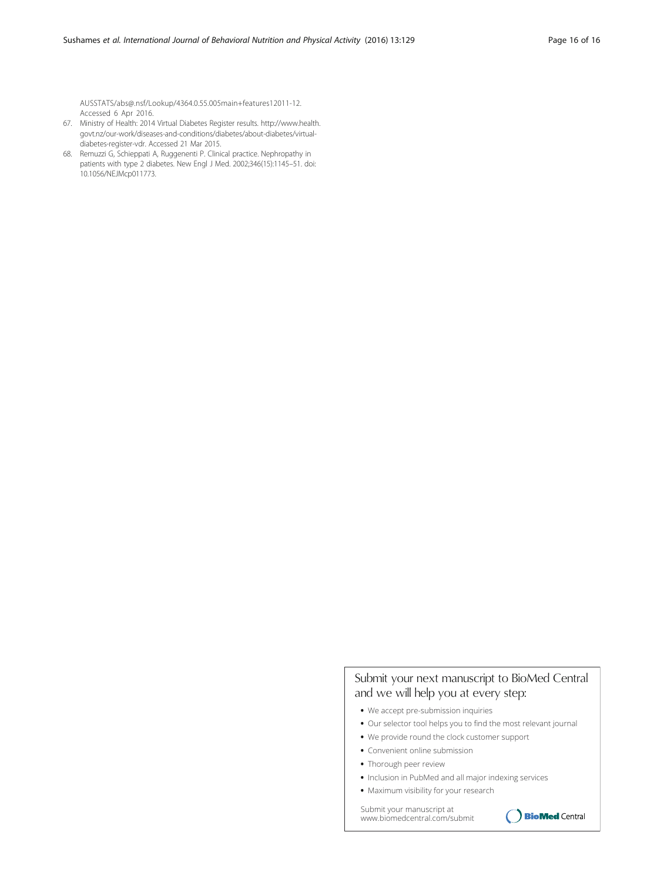AUSSTATS/abs@.nsf/Lookup/4364.0.55.005main+features12011-12. Accessed 6 Apr 2016.

67. Ministry of Health: 2014 Virtual Diabetes Register results. http://www.health.govt.nz/our-work/diseases-and-conditions/diabetes/about-diabetes/virtual-diabetes-register-vdr. Accessed 21 Mar 2015.
68. Remuzzi G, Schieppati A, Ruggenenti P. Clinical practice. Nephropathy in patients with type 2 diabetes. New Engl J Med. 2002;346(15):1145–51. doi: 10.1056/NEJMcp011773.

Submit your next manuscript to BioMed Central and we will help you at every step:

- We accept pre-submission inquiries
- Our selector tool helps you to find the most relevant journal
- We provide round the clock customer support
- Convenient online submission
- Thorough peer review
- Inclusion in PubMed and all major indexing services
- Maximum visibility for your research

Submit your manuscript at www.biomedcentral.com/submit

BioMed Central